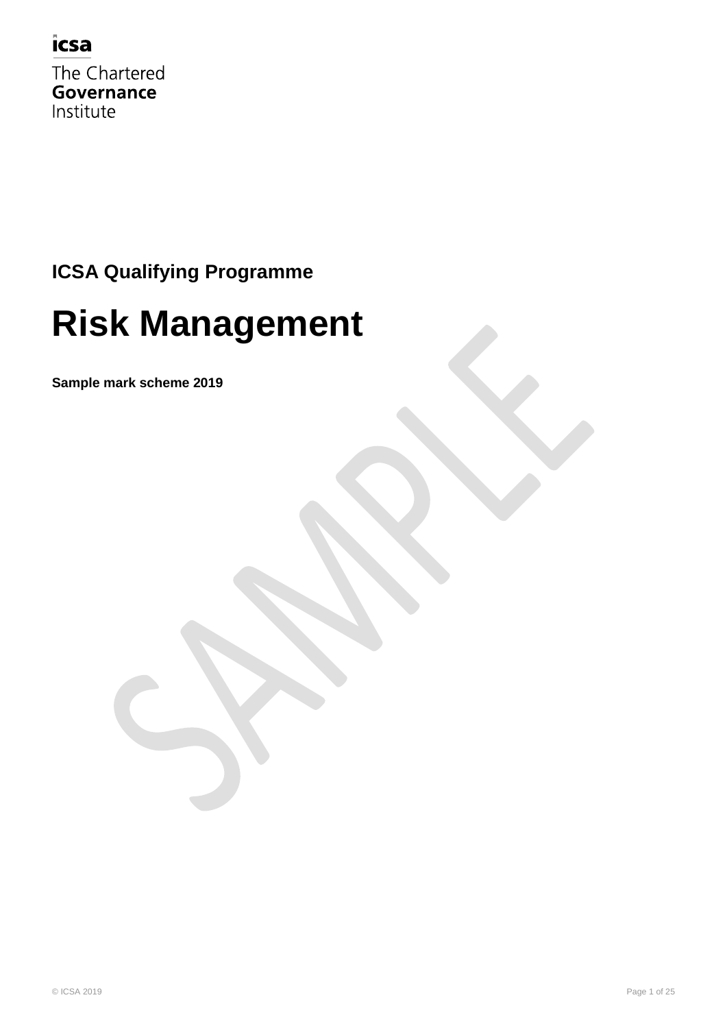icsa

The Chartered **Governance** Institute

**ICSA Qualifying Programme**

# Risk Management

**Sample mark scheme 2019**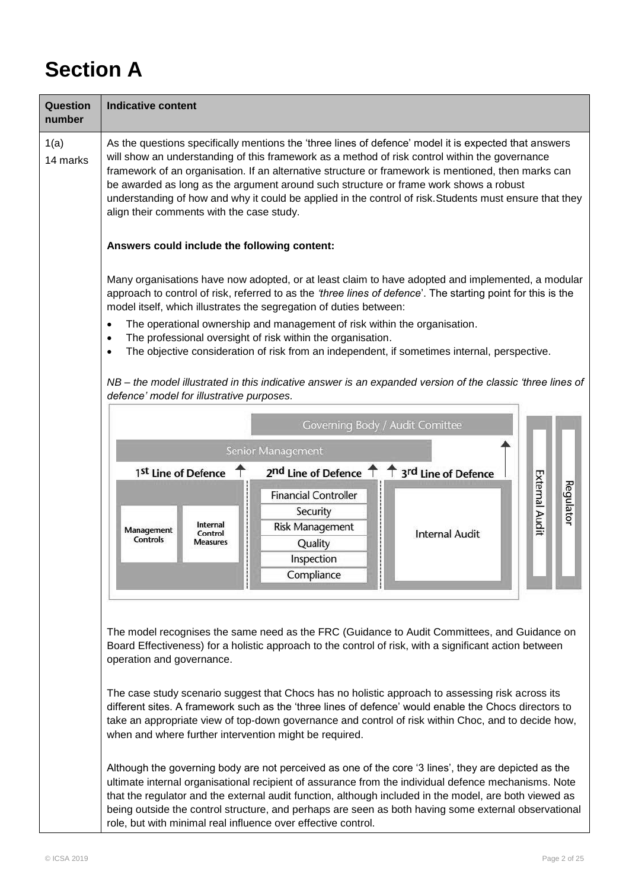# Section A

| Question number | Indicative content |
| --- | --- |
| 1(a) 14 marks | As the questions specifically mentions the 'three lines of defence' model it is expected that answers will show an understanding of this framework as a method of risk control within the governance framework of an organisation. If an alternative structure or framework is mentioned, then marks can be awarded as long as the argument around such structure or frame work shows a robust understanding of how and why it could be applied in the control of risk.Students must ensure that they align their comments with the case study.<br><br>**Answers could include the following content:**<br><br>Many organisations have now adopted, or at least claim to have adopted and implemented, a modular approach to control of risk, referred to as the *'three lines of defence*'. The starting point for this is the model itself, which illustrates the segregation of duties between:<br><br>• The operational ownership and management of risk within the organisation.<br>• The professional oversight of risk within the organisation.<br>• The objective consideration of risk from an independent, if sometimes internal, perspective.<br><br>*NB – the model illustrated in this indicative answer is an expanded version of the classic 'three lines of defence' model for illustrative purposes.*<br><br>Governing Body / Audit Comittee<br>Senior Management<br>1st Line of Defence: Management Controls; Internal Control Measures<br>2nd Line of Defence: Financial Controller; Security; Risk Management; Quality; Inspection; Compliance<br>3rd Line of Defence: Internal Audit<br>External Audit<br>Regulator<br><br>The model recognises the same need as the FRC (Guidance to Audit Committees, and Guidance on Board Effectiveness) for a holistic approach to the control of risk, with a significant action between operation and governance.<br><br>The case study scenario suggest that Chocs has no holistic approach to assessing risk across its different sites. A framework such as the 'three lines of defence' would enable the Chocs directors to take an appropriate view of top-down governance and control of risk within Choc, and to decide how, when and where further intervention might be required.<br><br>Although the governing body are not perceived as one of the core '3 lines', they are depicted as the ultimate internal organisational recipient of assurance from the individual defence mechanisms. Note that the regulator and the external audit function, although included in the model, are both viewed as being outside the control structure, and perhaps are seen as both having some external observational role, but with minimal real influence over effective control. |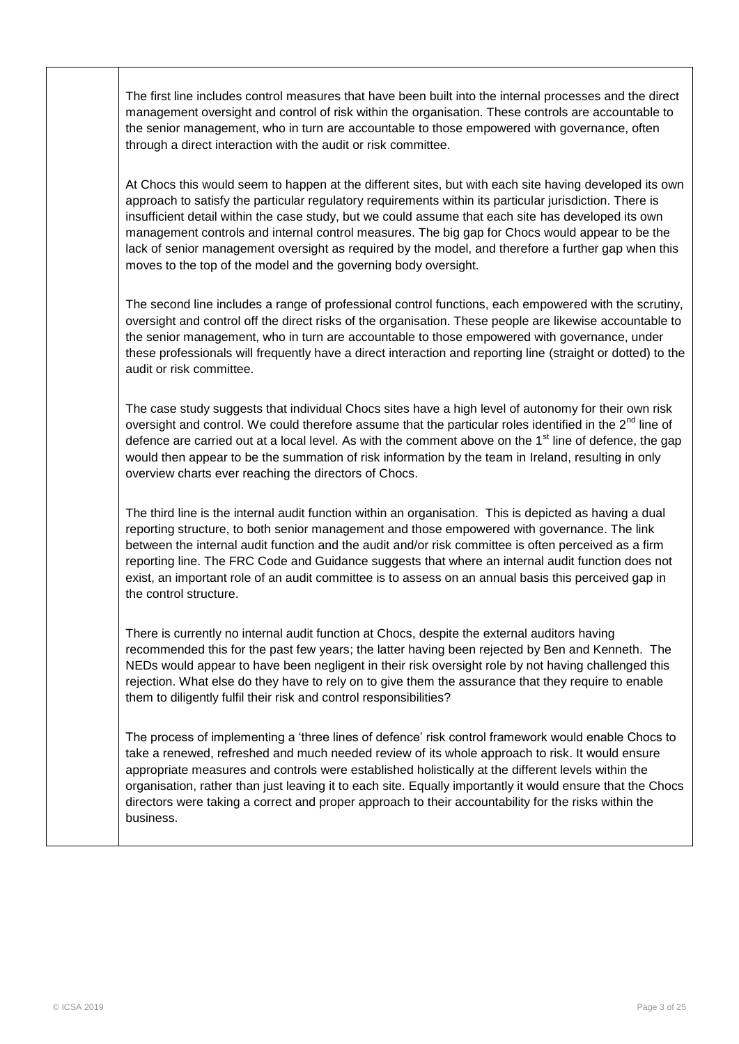The first line includes control measures that have been built into the internal processes and the direct management oversight and control of risk within the organisation. These controls are accountable to the senior management, who in turn are accountable to those empowered with governance, often through a direct interaction with the audit or risk committee.

At Chocs this would seem to happen at the different sites, but with each site having developed its own approach to satisfy the particular regulatory requirements within its particular jurisdiction. There is insufficient detail within the case study, but we could assume that each site has developed its own management controls and internal control measures. The big gap for Chocs would appear to be the lack of senior management oversight as required by the model, and therefore a further gap when this moves to the top of the model and the governing body oversight.

The second line includes a range of professional control functions, each empowered with the scrutiny, oversight and control off the direct risks of the organisation. These people are likewise accountable to the senior management, who in turn are accountable to those empowered with governance, under these professionals will frequently have a direct interaction and reporting line (straight or dotted) to the audit or risk committee.

The case study suggests that individual Chocs sites have a high level of autonomy for their own risk oversight and control. We could therefore assume that the particular roles identified in the 2nd line of defence are carried out at a local level. As with the comment above on the 1st line of defence, the gap would then appear to be the summation of risk information by the team in Ireland, resulting in only overview charts ever reaching the directors of Chocs.

The third line is the internal audit function within an organisation. This is depicted as having a dual reporting structure, to both senior management and those empowered with governance. The link between the internal audit function and the audit and/or risk committee is often perceived as a firm reporting line. The FRC Code and Guidance suggests that where an internal audit function does not exist, an important role of an audit committee is to assess on an annual basis this perceived gap in the control structure.

There is currently no internal audit function at Chocs, despite the external auditors having recommended this for the past few years; the latter having been rejected by Ben and Kenneth. The NEDs would appear to have been negligent in their risk oversight role by not having challenged this rejection. What else do they have to rely on to give them the assurance that they require to enable them to diligently fulfil their risk and control responsibilities?

The process of implementing a 'three lines of defence' risk control framework would enable Chocs to take a renewed, refreshed and much needed review of its whole approach to risk. It would ensure appropriate measures and controls were established holistically at the different levels within the organisation, rather than just leaving it to each site. Equally importantly it would ensure that the Chocs directors were taking a correct and proper approach to their accountability for the risks within the business.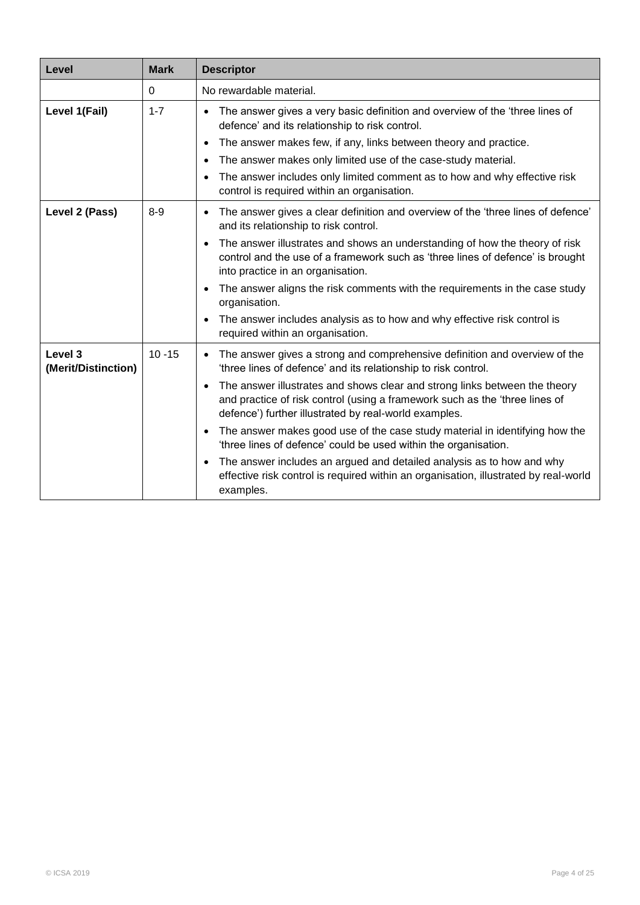| Level | Mark | Descriptor |
|---|---|---|
| | 0 | No rewardable material. |
| **Level 1(Fail)** | 1-7 | • The answer gives a very basic definition and overview of the 'three lines of defence' and its relationship to risk control.<br>• The answer makes few, if any, links between theory and practice.<br>• The answer makes only limited use of the case-study material.<br>• The answer includes only limited comment as to how and why effective risk control is required within an organisation. |
| **Level 2 (Pass)** | 8-9 | • The answer gives a clear definition and overview of the 'three lines of defence' and its relationship to risk control.<br>• The answer illustrates and shows an understanding of how the theory of risk control and the use of a framework such as 'three lines of defence' is brought into practice in an organisation.<br>• The answer aligns the risk comments with the requirements in the case study organisation.<br>• The answer includes analysis as to how and why effective risk control is required within an organisation. |
| **Level 3 (Merit/Distinction)** | 10 -15 | • The answer gives a strong and comprehensive definition and overview of the 'three lines of defence' and its relationship to risk control.<br>• The answer illustrates and shows clear and strong links between the theory and practice of risk control (using a framework such as the 'three lines of defence') further illustrated by real-world examples.<br>• The answer makes good use of the case study material in identifying how the 'three lines of defence' could be used within the organisation.<br>• The answer includes an argued and detailed analysis as to how and why effective risk control is required within an organisation, illustrated by real-world examples. |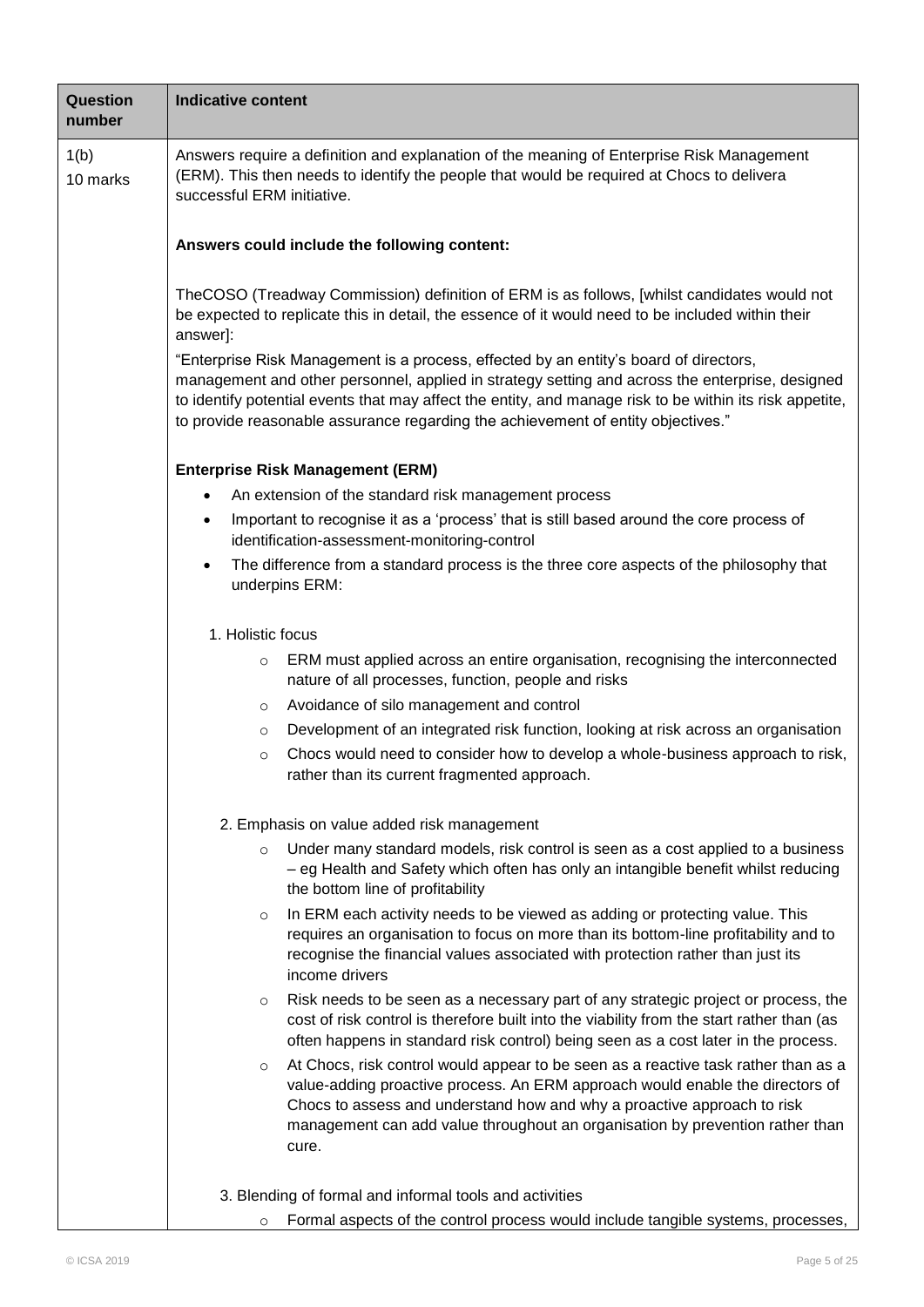| Question number | Indicative content |
| --- | --- |
| 1(b)<br>10 marks | Answers require a definition and explanation of the meaning of Enterprise Risk Management (ERM). This then needs to identify the people that would be required at Chocs to delivera successful ERM initiative.<br><br>**Answers could include the following content:**<br><br>TheCOSO (Treadway Commission) definition of ERM is as follows, [whilst candidates would not be expected to replicate this in detail, the essence of it would need to be included within their answer]:<br><br>"Enterprise Risk Management is a process, effected by an entity's board of directors, management and other personnel, applied in strategy setting and across the enterprise, designed to identify potential events that may affect the entity, and manage risk to be within its risk appetite, to provide reasonable assurance regarding the achievement of entity objectives."<br><br>**Enterprise Risk Management (ERM)**<br><br>• An extension of the standard risk management process<br>• Important to recognise it as a 'process' that is still based around the core process of identification-assessment-monitoring-control<br>• The difference from a standard process is the three core aspects of the philosophy that underpins ERM:<br><br>1. Holistic focus<br>&nbsp;&nbsp;&nbsp;&nbsp;o ERM must applied across an entire organisation, recognising the interconnected nature of all processes, function, people and risks<br>&nbsp;&nbsp;&nbsp;&nbsp;o Avoidance of silo management and control<br>&nbsp;&nbsp;&nbsp;&nbsp;o Development of an integrated risk function, looking at risk across an organisation<br>&nbsp;&nbsp;&nbsp;&nbsp;o Chocs would need to consider how to develop a whole-business approach to risk, rather than its current fragmented approach.<br><br>2. Emphasis on value added risk management<br>&nbsp;&nbsp;&nbsp;&nbsp;o Under many standard models, risk control is seen as a cost applied to a business – eg Health and Safety which often has only an intangible benefit whilst reducing the bottom line of profitability<br>&nbsp;&nbsp;&nbsp;&nbsp;o In ERM each activity needs to be viewed as adding or protecting value. This requires an organisation to focus on more than its bottom-line profitability and to recognise the financial values associated with protection rather than just its income drivers<br>&nbsp;&nbsp;&nbsp;&nbsp;o Risk needs to be seen as a necessary part of any strategic project or process, the cost of risk control is therefore built into the viability from the start rather than (as often happens in standard risk control) being seen as a cost later in the process.<br>&nbsp;&nbsp;&nbsp;&nbsp;o At Chocs, risk control would appear to be seen as a reactive task rather than as a value-adding proactive process. An ERM approach would enable the directors of Chocs to assess and understand how and why a proactive approach to risk management can add value throughout an organisation by prevention rather than cure.<br><br>3. Blending of formal and informal tools and activities<br>&nbsp;&nbsp;&nbsp;&nbsp;o Formal aspects of the control process would include tangible systems, processes, |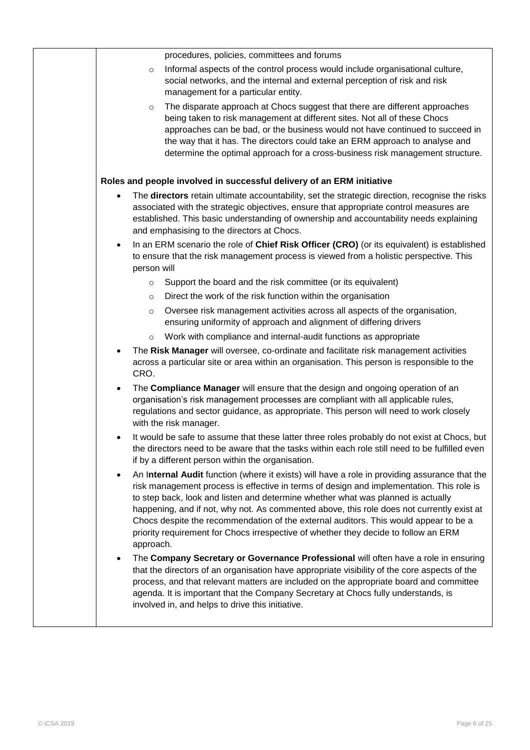procedures, policies, committees and forums

- Informal aspects of the control process would include organisational culture, social networks, and the internal and external perception of risk and risk management for a particular entity.
- The disparate approach at Chocs suggest that there are different approaches being taken to risk management at different sites. Not all of these Chocs approaches can be bad, or the business would not have continued to succeed in the way that it has. The directors could take an ERM approach to analyse and determine the optimal approach for a cross-business risk management structure.

**Roles and people involved in successful delivery of an ERM initiative**

- The **directors** retain ultimate accountability, set the strategic direction, recognise the risks associated with the strategic objectives, ensure that appropriate control measures are established. This basic understanding of ownership and accountability needs explaining and emphasising to the directors at Chocs.
- In an ERM scenario the role of **Chief Risk Officer (CRO)** (or its equivalent) is established to ensure that the risk management process is viewed from a holistic perspective. This person will
  - Support the board and the risk committee (or its equivalent)
  - Direct the work of the risk function within the organisation
  - Oversee risk management activities across all aspects of the organisation, ensuring uniformity of approach and alignment of differing drivers
  - Work with compliance and internal-audit functions as appropriate
- The **Risk Manager** will oversee, co-ordinate and facilitate risk management activities across a particular site or area within an organisation. This person is responsible to the CRO.
- The **Compliance Manager** will ensure that the design and ongoing operation of an organisation's risk management processes are compliant with all applicable rules, regulations and sector guidance, as appropriate. This person will need to work closely with the risk manager.
- It would be safe to assume that these latter three roles probably do not exist at Chocs, but the directors need to be aware that the tasks within each role still need to be fulfilled even if by a different person within the organisation.
- An I**nternal Audit** function (where it exists) will have a role in providing assurance that the risk management process is effective in terms of design and implementation. This role is to step back, look and listen and determine whether what was planned is actually happening, and if not, why not. As commented above, this role does not currently exist at Chocs despite the recommendation of the external auditors. This would appear to be a priority requirement for Chocs irrespective of whether they decide to follow an ERM approach.
- The **Company Secretary or Governance Professional** will often have a role in ensuring that the directors of an organisation have appropriate visibility of the core aspects of the process, and that relevant matters are included on the appropriate board and committee agenda. It is important that the Company Secretary at Chocs fully understands, is involved in, and helps to drive this initiative.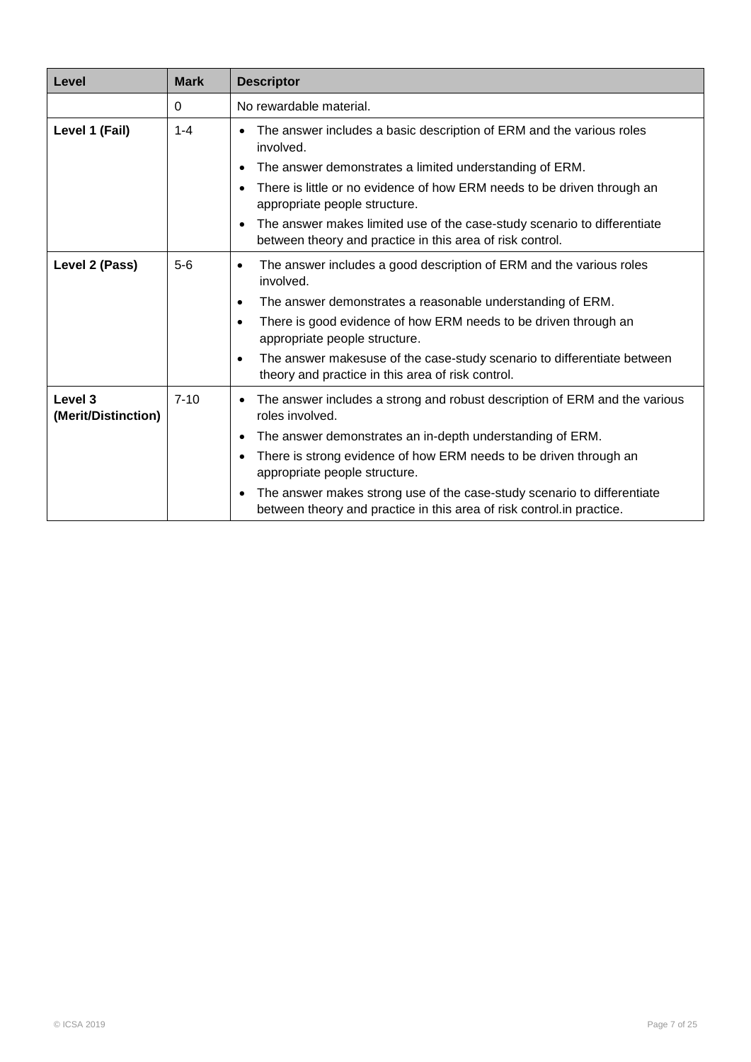| Level | Mark | Descriptor |
|---|---|---|
| | 0 | No rewardable material. |
| **Level 1 (Fail)** | 1-4 | • The answer includes a basic description of ERM and the various roles involved.<br>• The answer demonstrates a limited understanding of ERM.<br>• There is little or no evidence of how ERM needs to be driven through an appropriate people structure.<br>• The answer makes limited use of the case-study scenario to differentiate between theory and practice in this area of risk control. |
| **Level 2 (Pass)** | 5-6 | • The answer includes a good description of ERM and the various roles involved.<br>• The answer demonstrates a reasonable understanding of ERM.<br>• There is good evidence of how ERM needs to be driven through an appropriate people structure.<br>• The answer makesuse of the case-study scenario to differentiate between theory and practice in this area of risk control. |
| **Level 3 (Merit/Distinction)** | 7-10 | • The answer includes a strong and robust description of ERM and the various roles involved.<br>• The answer demonstrates an in-depth understanding of ERM.<br>• There is strong evidence of how ERM needs to be driven through an appropriate people structure.<br>• The answer makes strong use of the case-study scenario to differentiate between theory and practice in this area of risk control.in practice. |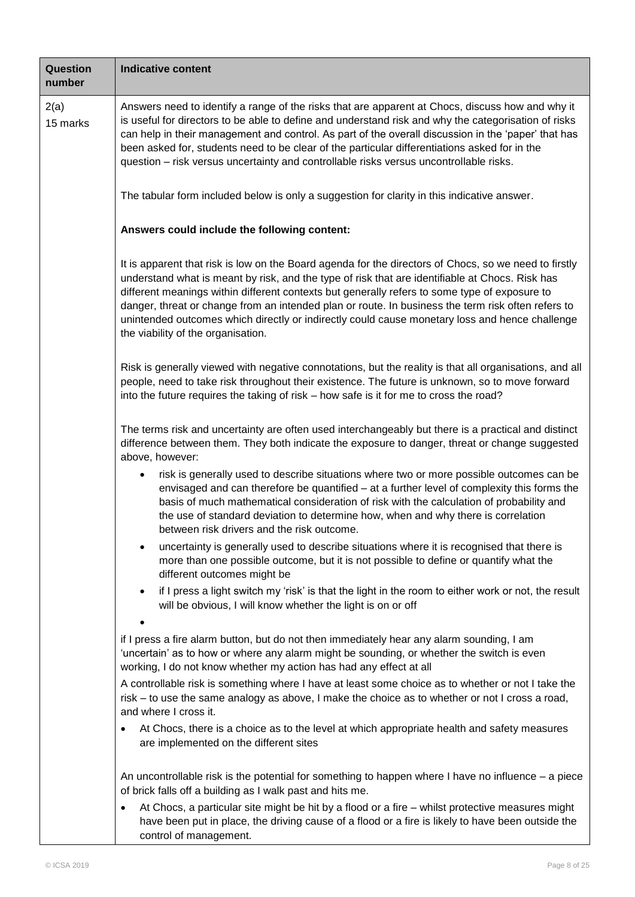| Question number | Indicative content |
|---|---|
| 2(a)<br>15 marks | Answers need to identify a range of the risks that are apparent at Chocs, discuss how and why it is useful for directors to be able to define and understand risk and why the categorisation of risks can help in their management and control. As part of the overall discussion in the 'paper' that has been asked for, students need to be clear of the particular differentiations asked for in the question – risk versus uncertainty and controllable risks versus uncontrollable risks.<br><br>The tabular form included below is only a suggestion for clarity in this indicative answer.<br><br>**Answers could include the following content:**<br><br>It is apparent that risk is low on the Board agenda for the directors of Chocs, so we need to firstly understand what is meant by risk, and the type of risk that are identifiable at Chocs. Risk has different meanings within different contexts but generally refers to some type of exposure to danger, threat or change from an intended plan or route. In business the term risk often refers to unintended outcomes which directly or indirectly could cause monetary loss and hence challenge the viability of the organisation.<br><br>Risk is generally viewed with negative connotations, but the reality is that all organisations, and all people, need to take risk throughout their existence. The future is unknown, so to move forward into the future requires the taking of risk – how safe is it for me to cross the road?<br><br>The terms risk and uncertainty are often used interchangeably but there is a practical and distinct difference between them. They both indicate the exposure to danger, threat or change suggested above, however:<br>• risk is generally used to describe situations where two or more possible outcomes can be envisaged and can therefore be quantified – at a further level of complexity this forms the basis of much mathematical consideration of risk with the calculation of probability and the use of standard deviation to determine how, when and why there is correlation between risk drivers and the risk outcome.<br>• uncertainty is generally used to describe situations where it is recognised that there is more than one possible outcome, but it is not possible to define or quantify what the different outcomes might be<br>• if I press a light switch my 'risk' is that the light in the room to either work or not, the result will be obvious, I will know whether the light is on or off<br>•<br>if I press a fire alarm button, but do not then immediately hear any alarm sounding, I am 'uncertain' as to how or where any alarm might be sounding, or whether the switch is even working, I do not know whether my action has had any effect at all<br>A controllable risk is something where I have at least some choice as to whether or not I take the risk – to use the same analogy as above, I make the choice as to whether or not I cross a road, and where I cross it.<br>• At Chocs, there is a choice as to the level at which appropriate health and safety measures are implemented on the different sites<br><br>An uncontrollable risk is the potential for something to happen where I have no influence – a piece of brick falls off a building as I walk past and hits me.<br>• At Chocs, a particular site might be hit by a flood or a fire – whilst protective measures might have been put in place, the driving cause of a flood or a fire is likely to have been outside the control of management. |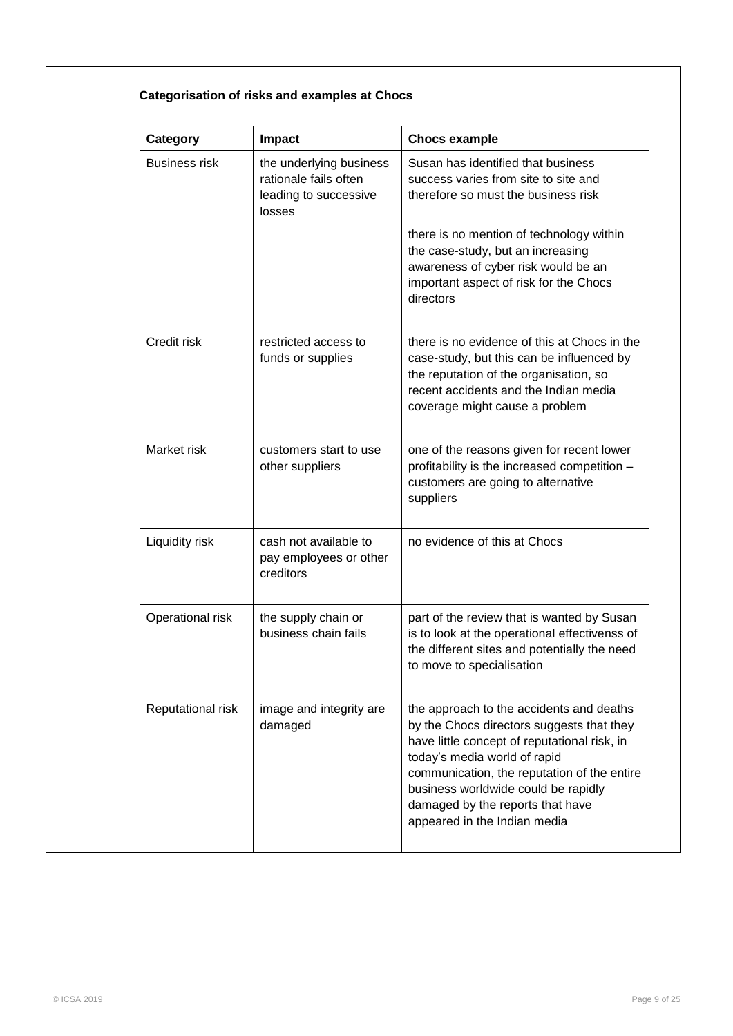**Categorisation of risks and examples at Chocs**

| Category | Impact | Chocs example |
|---|---|---|
| Business risk | the underlying business rationale fails often leading to successive losses | Susan has identified that business success varies from site to site and therefore so must the business risk<br><br>there is no mention of technology within the case-study, but an increasing awareness of cyber risk would be an important aspect of risk for the Chocs directors |
| Credit risk | restricted access to funds or supplies | there is no evidence of this at Chocs in the case-study, but this can be influenced by the reputation of the organisation, so recent accidents and the Indian media coverage might cause a problem |
| Market risk | customers start to use other suppliers | one of the reasons given for recent lower profitability is the increased competition – customers are going to alternative suppliers |
| Liquidity risk | cash not available to pay employees or other creditors | no evidence of this at Chocs |
| Operational risk | the supply chain or business chain fails | part of the review that is wanted by Susan is to look at the operational effectivenss of the different sites and potentially the need to move to specialisation |
| Reputational risk | image and integrity are damaged | the approach to the accidents and deaths by the Chocs directors suggests that they have little concept of reputational risk, in today's media world of rapid communication, the reputation of the entire business worldwide could be rapidly damaged by the reports that have appeared in the Indian media |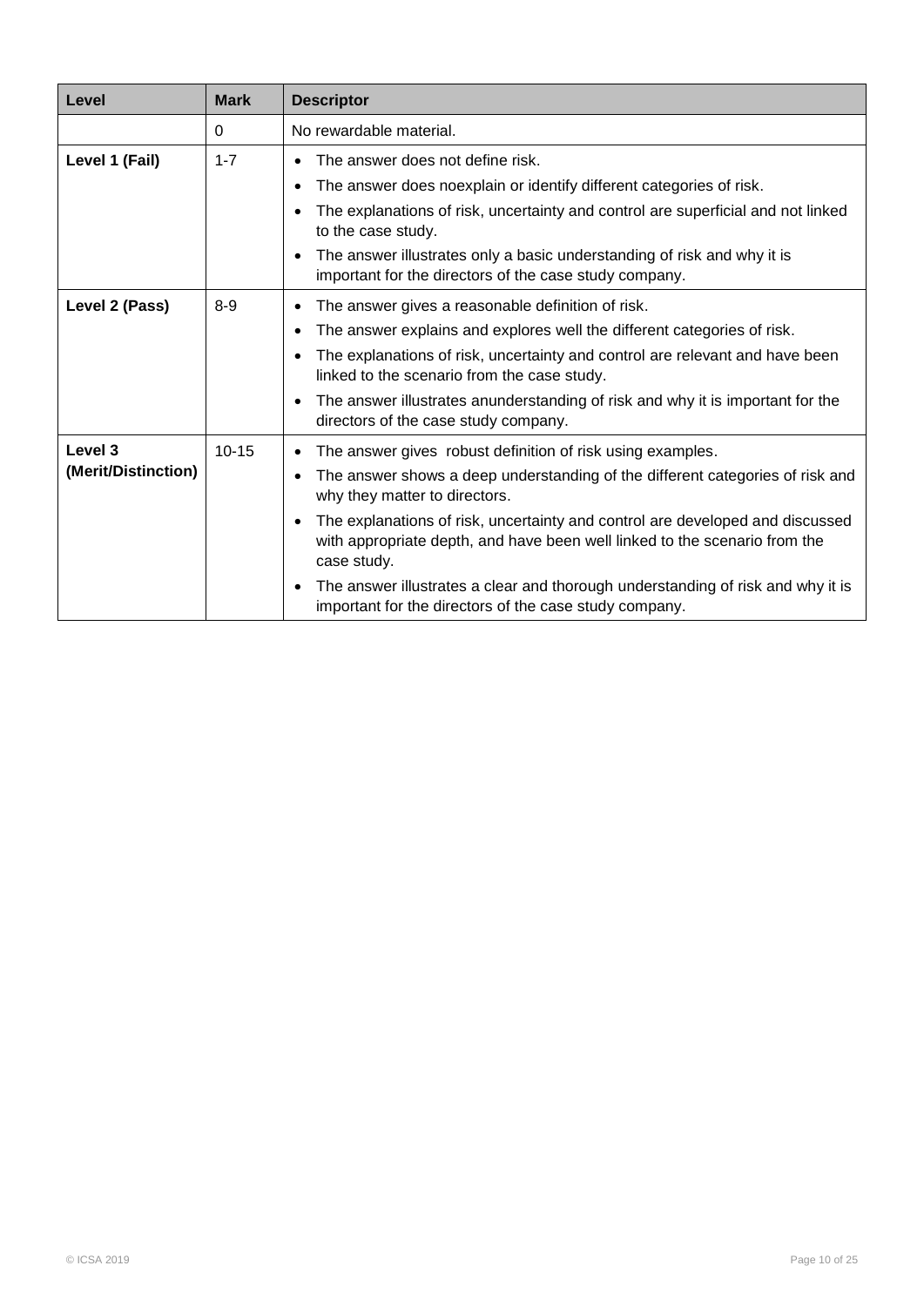| Level | Mark | Descriptor |
|---|---|---|
| | 0 | No rewardable material. |
| **Level 1 (Fail)** | 1-7 | • The answer does not define risk.<br>• The answer does noexplain or identify different categories of risk.<br>• The explanations of risk, uncertainty and control are superficial and not linked to the case study.<br>• The answer illustrates only a basic understanding of risk and why it is important for the directors of the case study company. |
| **Level 2 (Pass)** | 8-9 | • The answer gives a reasonable definition of risk.<br>• The answer explains and explores well the different categories of risk.<br>• The explanations of risk, uncertainty and control are relevant and have been linked to the scenario from the case study.<br>• The answer illustrates anunderstanding of risk and why it is important for the directors of the case study company. |
| **Level 3 (Merit/Distinction)** | 10-15 | • The answer gives robust definition of risk using examples.<br>• The answer shows a deep understanding of the different categories of risk and why they matter to directors.<br>• The explanations of risk, uncertainty and control are developed and discussed with appropriate depth, and have been well linked to the scenario from the case study.<br>• The answer illustrates a clear and thorough understanding of risk and why it is important for the directors of the case study company. |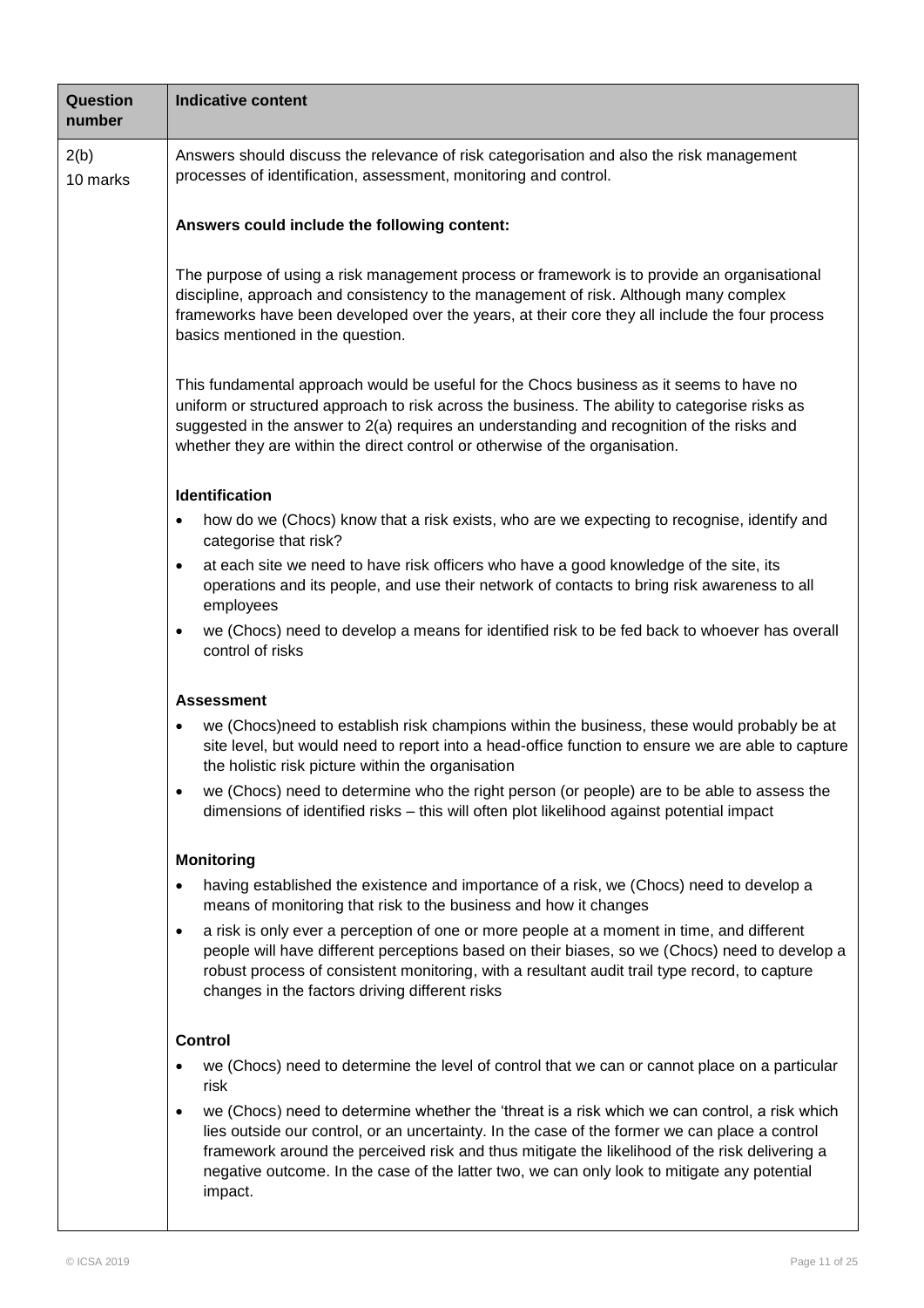| Question number | Indicative content |
|---|---|
| 2(b)<br>10 marks | Answers should discuss the relevance of risk categorisation and also the risk management processes of identification, assessment, monitoring and control.<br><br>**Answers could include the following content:**<br><br>The purpose of using a risk management process or framework is to provide an organisational discipline, approach and consistency to the management of risk. Although many complex frameworks have been developed over the years, at their core they all include the four process basics mentioned in the question.<br><br>This fundamental approach would be useful for the Chocs business as it seems to have no uniform or structured approach to risk across the business. The ability to categorise risks as suggested in the answer to 2(a) requires an understanding and recognition of the risks and whether they are within the direct control or otherwise of the organisation.<br><br>**Identification**<br>• how do we (Chocs) know that a risk exists, who are we expecting to recognise, identify and categorise that risk?<br>• at each site we need to have risk officers who have a good knowledge of the site, its operations and its people, and use their network of contacts to bring risk awareness to all employees<br>• we (Chocs) need to develop a means for identified risk to be fed back to whoever has overall control of risks<br><br>**Assessment**<br>• we (Chocs)need to establish risk champions within the business, these would probably be at site level, but would need to report into a head-office function to ensure we are able to capture the holistic risk picture within the organisation<br>• we (Chocs) need to determine who the right person (or people) are to be able to assess the dimensions of identified risks – this will often plot likelihood against potential impact<br><br>**Monitoring**<br>• having established the existence and importance of a risk, we (Chocs) need to develop a means of monitoring that risk to the business and how it changes<br>• a risk is only ever a perception of one or more people at a moment in time, and different people will have different perceptions based on their biases, so we (Chocs) need to develop a robust process of consistent monitoring, with a resultant audit trail type record, to capture changes in the factors driving different risks<br><br>**Control**<br>• we (Chocs) need to determine the level of control that we can or cannot place on a particular risk<br>• we (Chocs) need to determine whether the 'threat is a risk which we can control, a risk which lies outside our control, or an uncertainty. In the case of the former we can place a control framework around the perceived risk and thus mitigate the likelihood of the risk delivering a negative outcome. In the case of the latter two, we can only look to mitigate any potential impact. |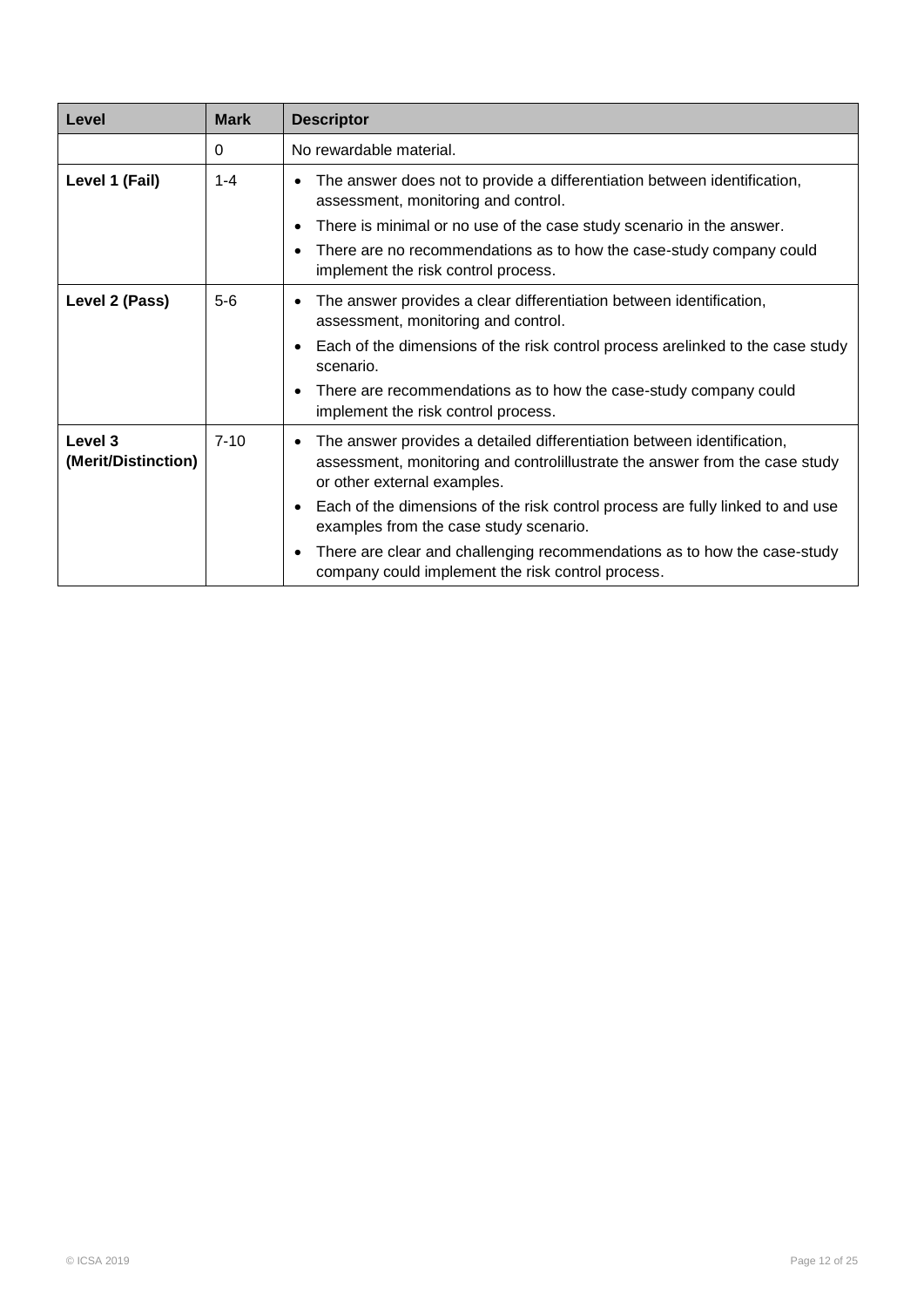| Level | Mark | Descriptor |
|---|---|---|
| | 0 | No rewardable material. |
| **Level 1 (Fail)** | 1-4 | • The answer does not to provide a differentiation between identification, assessment, monitoring and control.<br>• There is minimal or no use of the case study scenario in the answer.<br>• There are no recommendations as to how the case-study company could implement the risk control process. |
| **Level 2 (Pass)** | 5-6 | • The answer provides a clear differentiation between identification, assessment, monitoring and control.<br>• Each of the dimensions of the risk control process arelinked to the case study scenario.<br>• There are recommendations as to how the case-study company could implement the risk control process. |
| **Level 3 (Merit/Distinction)** | 7-10 | • The answer provides a detailed differentiation between identification, assessment, monitoring and controlillustrate the answer from the case study or other external examples.<br>• Each of the dimensions of the risk control process are fully linked to and use examples from the case study scenario.<br>• There are clear and challenging recommendations as to how the case-study company could implement the risk control process. |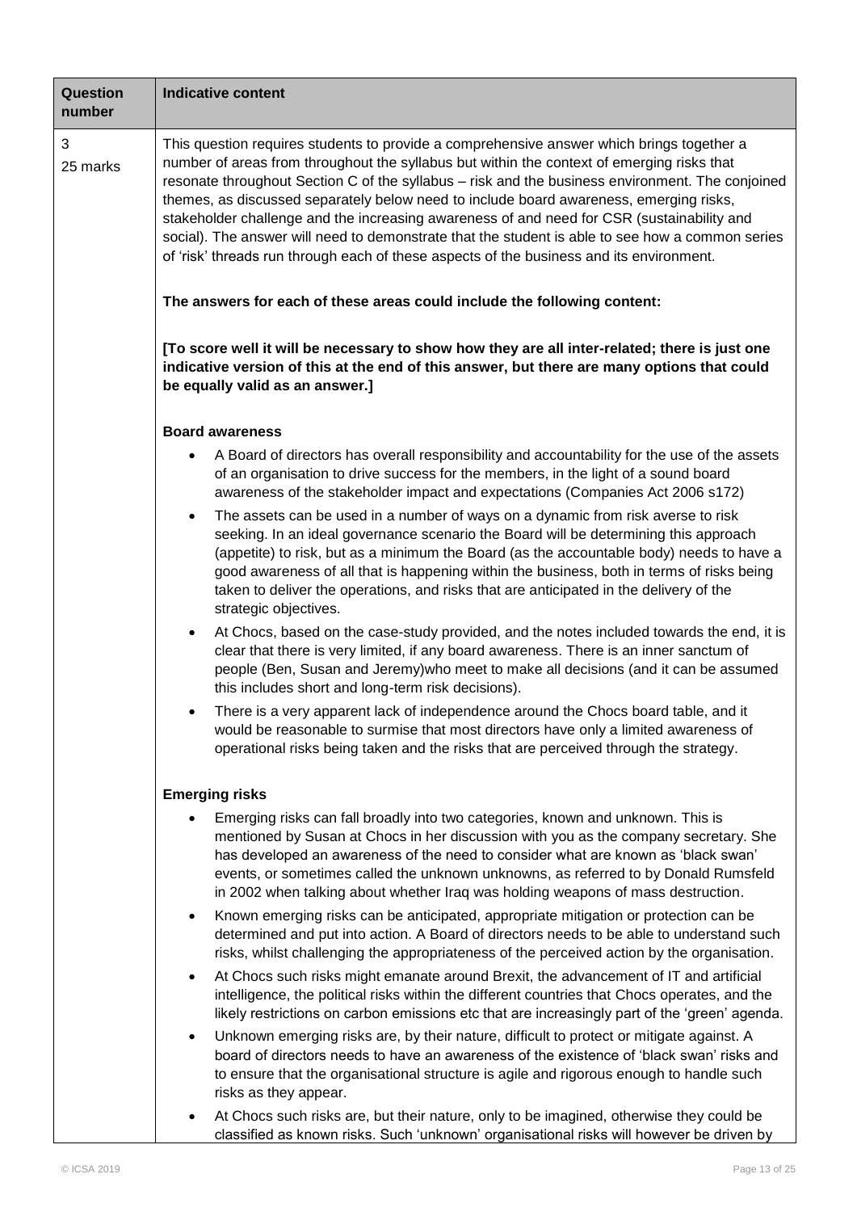| Question number | Indicative content |
|---|---|
| 3<br>25 marks | This question requires students to provide a comprehensive answer which brings together a number of areas from throughout the syllabus but within the context of emerging risks that resonate throughout Section C of the syllabus – risk and the business environment. The conjoined themes, as discussed separately below need to include board awareness, emerging risks, stakeholder challenge and the increasing awareness of and need for CSR (sustainability and social). The answer will need to demonstrate that the student is able to see how a common series of 'risk' threads run through each of these aspects of the business and its environment.<br><br>**The answers for each of these areas could include the following content:**<br><br>**[To score well it will be necessary to show how they are all inter-related; there is just one indicative version of this at the end of this answer, but there are many options that could be equally valid as an answer.]**<br><br>**Board awareness**<br>• A Board of directors has overall responsibility and accountability for the use of the assets of an organisation to drive success for the members, in the light of a sound board awareness of the stakeholder impact and expectations (Companies Act 2006 s172)<br>• The assets can be used in a number of ways on a dynamic from risk averse to risk seeking. In an ideal governance scenario the Board will be determining this approach (appetite) to risk, but as a minimum the Board (as the accountable body) needs to have a good awareness of all that is happening within the business, both in terms of risks being taken to deliver the operations, and risks that are anticipated in the delivery of the strategic objectives.<br>• At Chocs, based on the case-study provided, and the notes included towards the end, it is clear that there is very limited, if any board awareness. There is an inner sanctum of people (Ben, Susan and Jeremy)who meet to make all decisions (and it can be assumed this includes short and long-term risk decisions).<br>• There is a very apparent lack of independence around the Chocs board table, and it would be reasonable to surmise that most directors have only a limited awareness of operational risks being taken and the risks that are perceived through the strategy.<br><br>**Emerging risks**<br>• Emerging risks can fall broadly into two categories, known and unknown. This is mentioned by Susan at Chocs in her discussion with you as the company secretary. She has developed an awareness of the need to consider what are known as 'black swan' events, or sometimes called the unknown unknowns, as referred to by Donald Rumsfeld in 2002 when talking about whether Iraq was holding weapons of mass destruction.<br>• Known emerging risks can be anticipated, appropriate mitigation or protection can be determined and put into action. A Board of directors needs to be able to understand such risks, whilst challenging the appropriateness of the perceived action by the organisation.<br>• At Chocs such risks might emanate around Brexit, the advancement of IT and artificial intelligence, the political risks within the different countries that Chocs operates, and the likely restrictions on carbon emissions etc that are increasingly part of the 'green' agenda.<br>• Unknown emerging risks are, by their nature, difficult to protect or mitigate against. A board of directors needs to have an awareness of the existence of 'black swan' risks and to ensure that the organisational structure is agile and rigorous enough to handle such risks as they appear.<br>• At Chocs such risks are, but their nature, only to be imagined, otherwise they could be classified as known risks. Such 'unknown' organisational risks will however be driven by |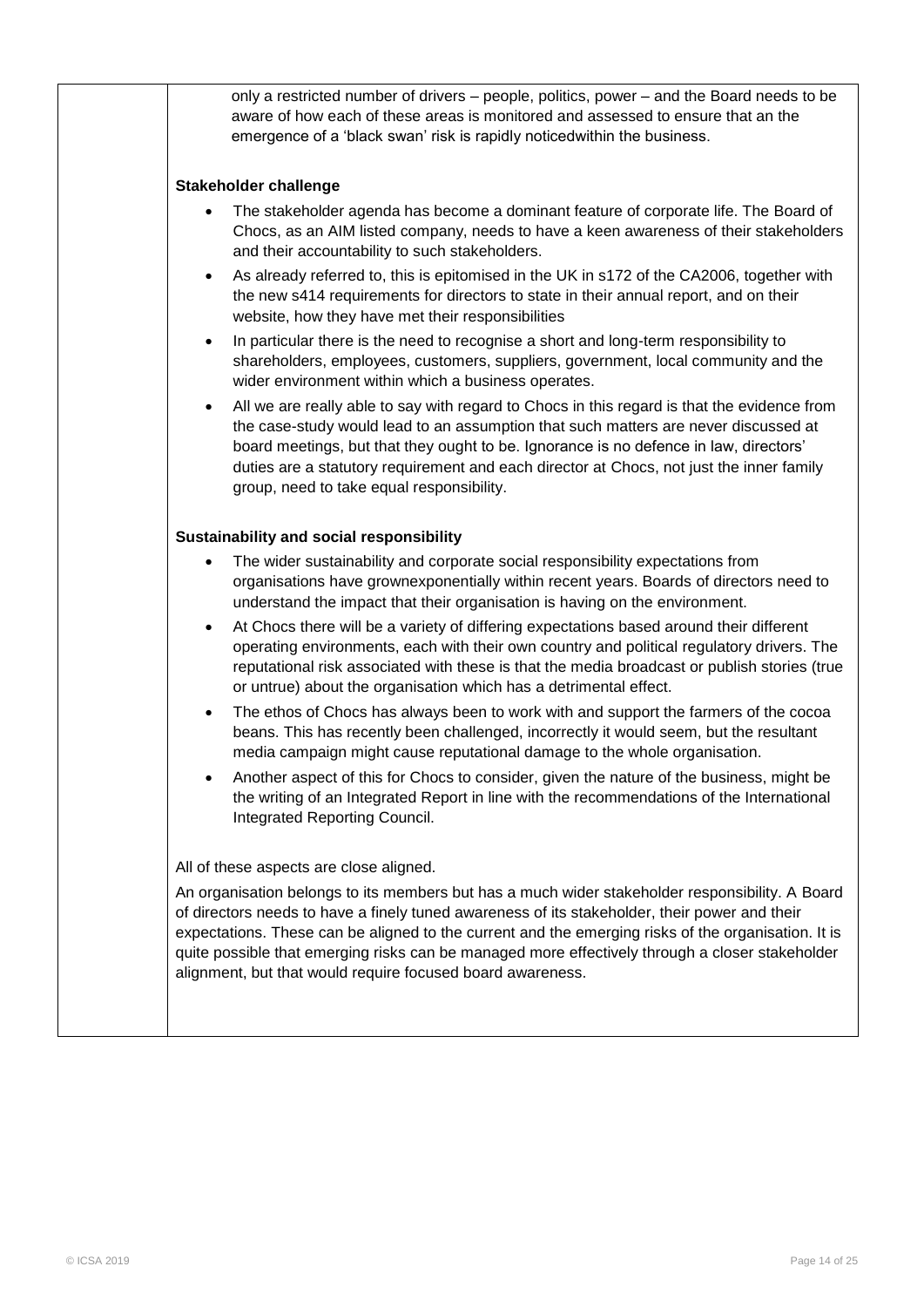only a restricted number of drivers – people, politics, power – and the Board needs to be aware of how each of these areas is monitored and assessed to ensure that an the emergence of a 'black swan' risk is rapidly noticedwithin the business.

**Stakeholder challenge**

- The stakeholder agenda has become a dominant feature of corporate life. The Board of Chocs, as an AIM listed company, needs to have a keen awareness of their stakeholders and their accountability to such stakeholders.
- As already referred to, this is epitomised in the UK in s172 of the CA2006, together with the new s414 requirements for directors to state in their annual report, and on their website, how they have met their responsibilities
- In particular there is the need to recognise a short and long-term responsibility to shareholders, employees, customers, suppliers, government, local community and the wider environment within which a business operates.
- All we are really able to say with regard to Chocs in this regard is that the evidence from the case-study would lead to an assumption that such matters are never discussed at board meetings, but that they ought to be. Ignorance is no defence in law, directors' duties are a statutory requirement and each director at Chocs, not just the inner family group, need to take equal responsibility.

**Sustainability and social responsibility**

- The wider sustainability and corporate social responsibility expectations from organisations have grownexponentially within recent years. Boards of directors need to understand the impact that their organisation is having on the environment.
- At Chocs there will be a variety of differing expectations based around their different operating environments, each with their own country and political regulatory drivers. The reputational risk associated with these is that the media broadcast or publish stories (true or untrue) about the organisation which has a detrimental effect.
- The ethos of Chocs has always been to work with and support the farmers of the cocoa beans. This has recently been challenged, incorrectly it would seem, but the resultant media campaign might cause reputational damage to the whole organisation.
- Another aspect of this for Chocs to consider, given the nature of the business, might be the writing of an Integrated Report in line with the recommendations of the International Integrated Reporting Council.

All of these aspects are close aligned.

An organisation belongs to its members but has a much wider stakeholder responsibility. A Board of directors needs to have a finely tuned awareness of its stakeholder, their power and their expectations. These can be aligned to the current and the emerging risks of the organisation. It is quite possible that emerging risks can be managed more effectively through a closer stakeholder alignment, but that would require focused board awareness.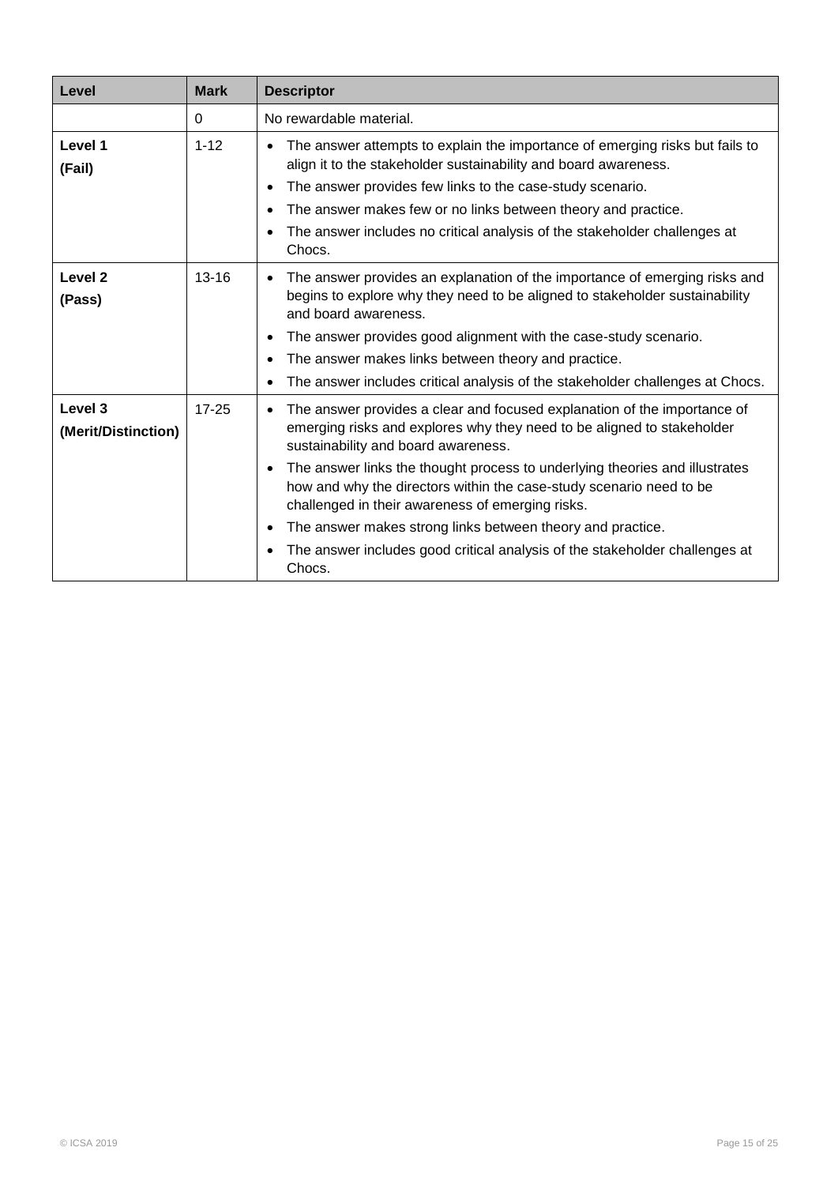| Level | Mark | Descriptor |
|---|---|---|
| | 0 | No rewardable material. |
| **Level 1**<br>**(Fail)** | 1-12 | • The answer attempts to explain the importance of emerging risks but fails to align it to the stakeholder sustainability and board awareness.<br>• The answer provides few links to the case-study scenario.<br>• The answer makes few or no links between theory and practice.<br>• The answer includes no critical analysis of the stakeholder challenges at Chocs. |
| **Level 2**<br>**(Pass)** | 13-16 | • The answer provides an explanation of the importance of emerging risks and begins to explore why they need to be aligned to stakeholder sustainability and board awareness.<br>• The answer provides good alignment with the case-study scenario.<br>• The answer makes links between theory and practice.<br>• The answer includes critical analysis of the stakeholder challenges at Chocs. |
| **Level 3**<br>**(Merit/Distinction)** | 17-25 | • The answer provides a clear and focused explanation of the importance of emerging risks and explores why they need to be aligned to stakeholder sustainability and board awareness.<br>• The answer links the thought process to underlying theories and illustrates how and why the directors within the case-study scenario need to be challenged in their awareness of emerging risks.<br>• The answer makes strong links between theory and practice.<br>• The answer includes good critical analysis of the stakeholder challenges at Chocs. |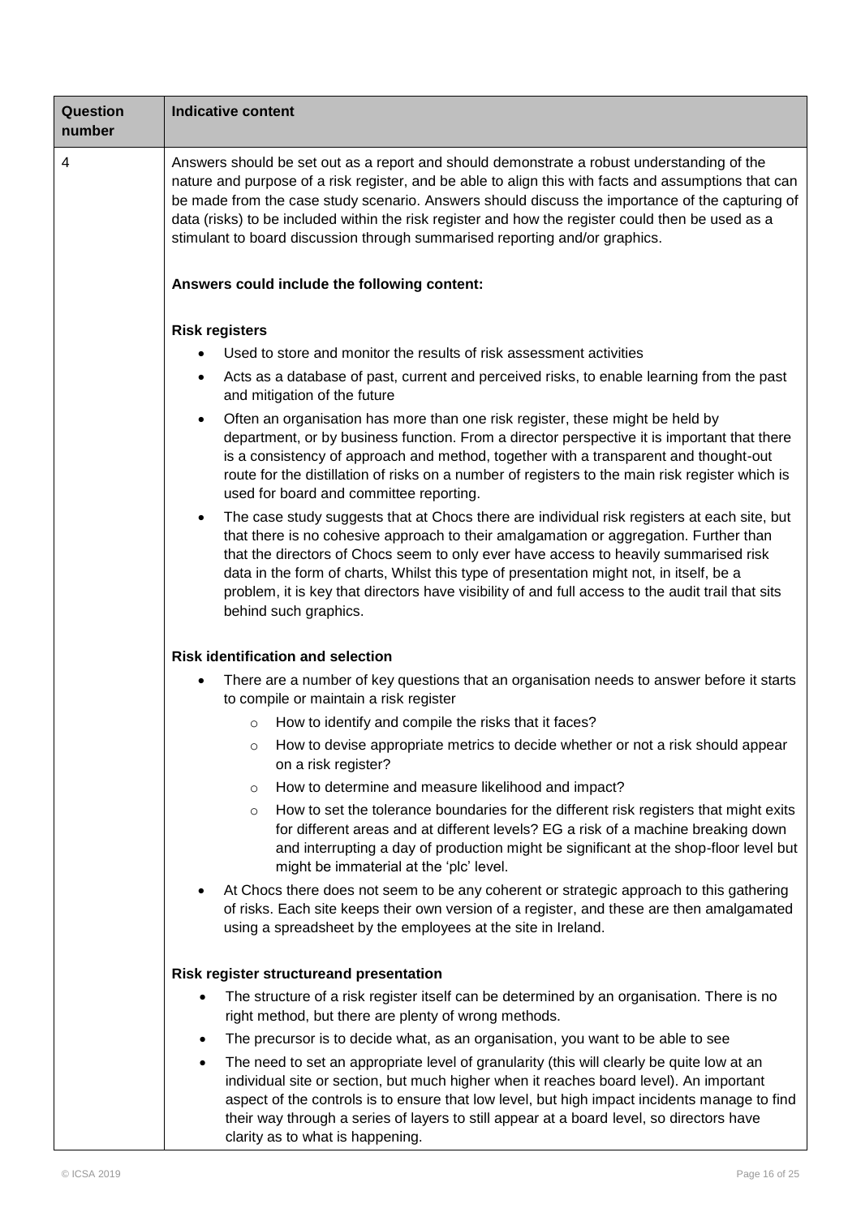| Question number | Indicative content |
|---|---|
| 4 | Answers should be set out as a report and should demonstrate a robust understanding of the nature and purpose of a risk register, and be able to align this with facts and assumptions that can be made from the case study scenario. Answers should discuss the importance of the capturing of data (risks) to be included within the risk register and how the register could then be used as a stimulant to board discussion through summarised reporting and/or graphics.<br><br>**Answers could include the following content:**<br><br>**Risk registers**<br>• Used to store and monitor the results of risk assessment activities<br>• Acts as a database of past, current and perceived risks, to enable learning from the past and mitigation of the future<br>• Often an organisation has more than one risk register, these might be held by department, or by business function. From a director perspective it is important that there is a consistency of approach and method, together with a transparent and thought-out route for the distillation of risks on a number of registers to the main risk register which is used for board and committee reporting.<br>• The case study suggests that at Chocs there are individual risk registers at each site, but that there is no cohesive approach to their amalgamation or aggregation. Further than that the directors of Chocs seem to only ever have access to heavily summarised risk data in the form of charts, Whilst this type of presentation might not, in itself, be a problem, it is key that directors have visibility of and full access to the audit trail that sits behind such graphics.<br><br>**Risk identification and selection**<br>• There are a number of key questions that an organisation needs to answer before it starts to compile or maintain a risk register<br>&nbsp;&nbsp;o How to identify and compile the risks that it faces?<br>&nbsp;&nbsp;o How to devise appropriate metrics to decide whether or not a risk should appear on a risk register?<br>&nbsp;&nbsp;o How to determine and measure likelihood and impact?<br>&nbsp;&nbsp;o How to set the tolerance boundaries for the different risk registers that might exits for different areas and at different levels? EG a risk of a machine breaking down and interrupting a day of production might be significant at the shop-floor level but might be immaterial at the 'plc' level.<br>• At Chocs there does not seem to be any coherent or strategic approach to this gathering of risks. Each site keeps their own version of a register, and these are then amalgamated using a spreadsheet by the employees at the site in Ireland.<br><br>**Risk register structureand presentation**<br>• The structure of a risk register itself can be determined by an organisation. There is no right method, but there are plenty of wrong methods.<br>• The precursor is to decide what, as an organisation, you want to be able to see<br>• The need to set an appropriate level of granularity (this will clearly be quite low at an individual site or section, but much higher when it reaches board level). An important aspect of the controls is to ensure that low level, but high impact incidents manage to find their way through a series of layers to still appear at a board level, so directors have clarity as to what is happening. |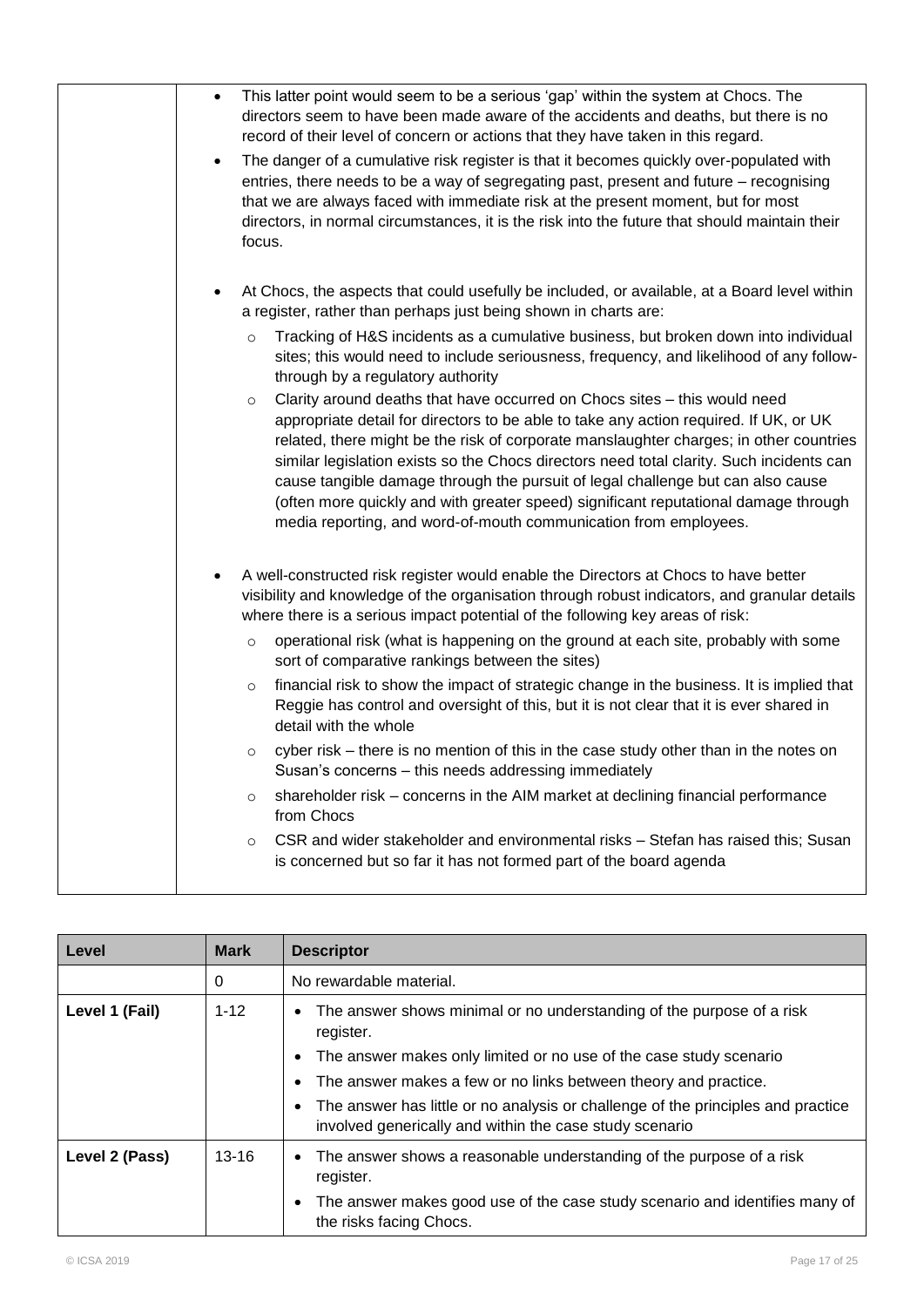| | |
|---|---|
| | • This latter point would seem to be a serious 'gap' within the system at Chocs. The directors seem to have been made aware of the accidents and deaths, but there is no record of their level of concern or actions that they have taken in this regard.<br>• The danger of a cumulative risk register is that it becomes quickly over-populated with entries, there needs to be a way of segregating past, present and future – recognising that we are always faced with immediate risk at the present moment, but for most directors, in normal circumstances, it is the risk into the future that should maintain their focus.<br><br>• At Chocs, the aspects that could usefully be included, or available, at a Board level within a register, rather than perhaps just being shown in charts are:<br>  ○ Tracking of H&S incidents as a cumulative business, but broken down into individual sites; this would need to include seriousness, frequency, and likelihood of any follow-through by a regulatory authority<br>  ○ Clarity around deaths that have occurred on Chocs sites – this would need appropriate detail for directors to be able to take any action required. If UK, or UK related, there might be the risk of corporate manslaughter charges; in other countries similar legislation exists so the Chocs directors need total clarity. Such incidents can cause tangible damage through the pursuit of legal challenge but can also cause (often more quickly and with greater speed) significant reputational damage through media reporting, and word-of-mouth communication from employees.<br><br>• A well-constructed risk register would enable the Directors at Chocs to have better visibility and knowledge of the organisation through robust indicators, and granular details where there is a serious impact potential of the following key areas of risk:<br>  ○ operational risk (what is happening on the ground at each site, probably with some sort of comparative rankings between the sites)<br>  ○ financial risk to show the impact of strategic change in the business. It is implied that Reggie has control and oversight of this, but it is not clear that it is ever shared in detail with the whole<br>  ○ cyber risk – there is no mention of this in the case study other than in the notes on Susan's concerns – this needs addressing immediately<br>  ○ shareholder risk – concerns in the AIM market at declining financial performance from Chocs<br>  ○ CSR and wider stakeholder and environmental risks – Stefan has raised this; Susan is concerned but so far it has not formed part of the board agenda |

| Level | Mark | Descriptor |
|---|---|---|
| | 0 | No rewardable material. |
| Level 1 (Fail) | 1-12 | • The answer shows minimal or no understanding of the purpose of a risk register.<br>• The answer makes only limited or no use of the case study scenario<br>• The answer makes a few or no links between theory and practice.<br>• The answer has little or no analysis or challenge of the principles and practice involved generically and within the case study scenario |
| Level 2 (Pass) | 13-16 | • The answer shows a reasonable understanding of the purpose of a risk register.<br>• The answer makes good use of the case study scenario and identifies many of the risks facing Chocs. |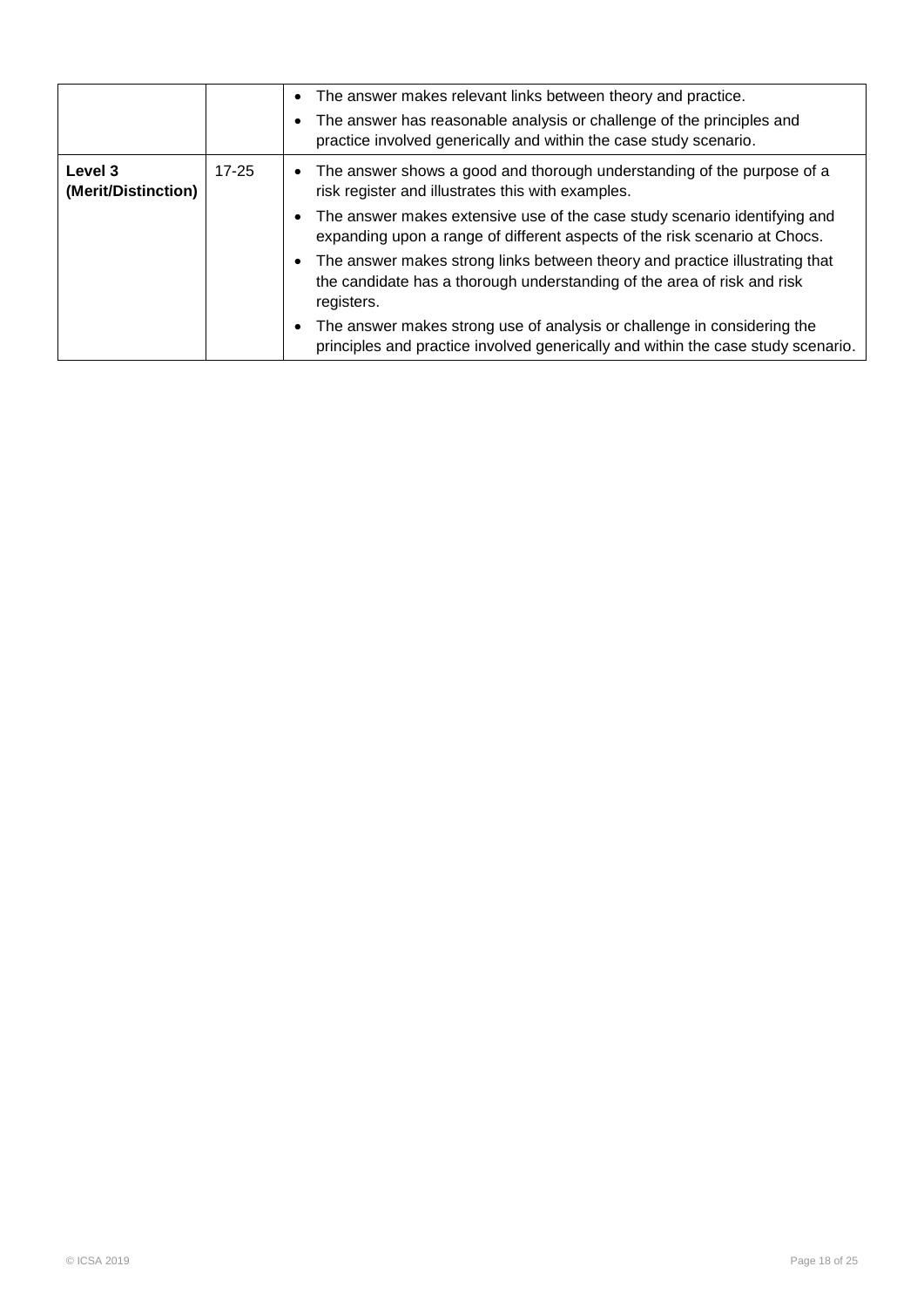| | | |
|---|---|---|
| | | • The answer makes relevant links between theory and practice.<br>• The answer has reasonable analysis or challenge of the principles and practice involved generically and within the case study scenario. |
| **Level 3 (Merit/Distinction)** | 17-25 | • The answer shows a good and thorough understanding of the purpose of a risk register and illustrates this with examples.<br>• The answer makes extensive use of the case study scenario identifying and expanding upon a range of different aspects of the risk scenario at Chocs.<br>• The answer makes strong links between theory and practice illustrating that the candidate has a thorough understanding of the area of risk and risk registers.<br>• The answer makes strong use of analysis or challenge in considering the principles and practice involved generically and within the case study scenario. |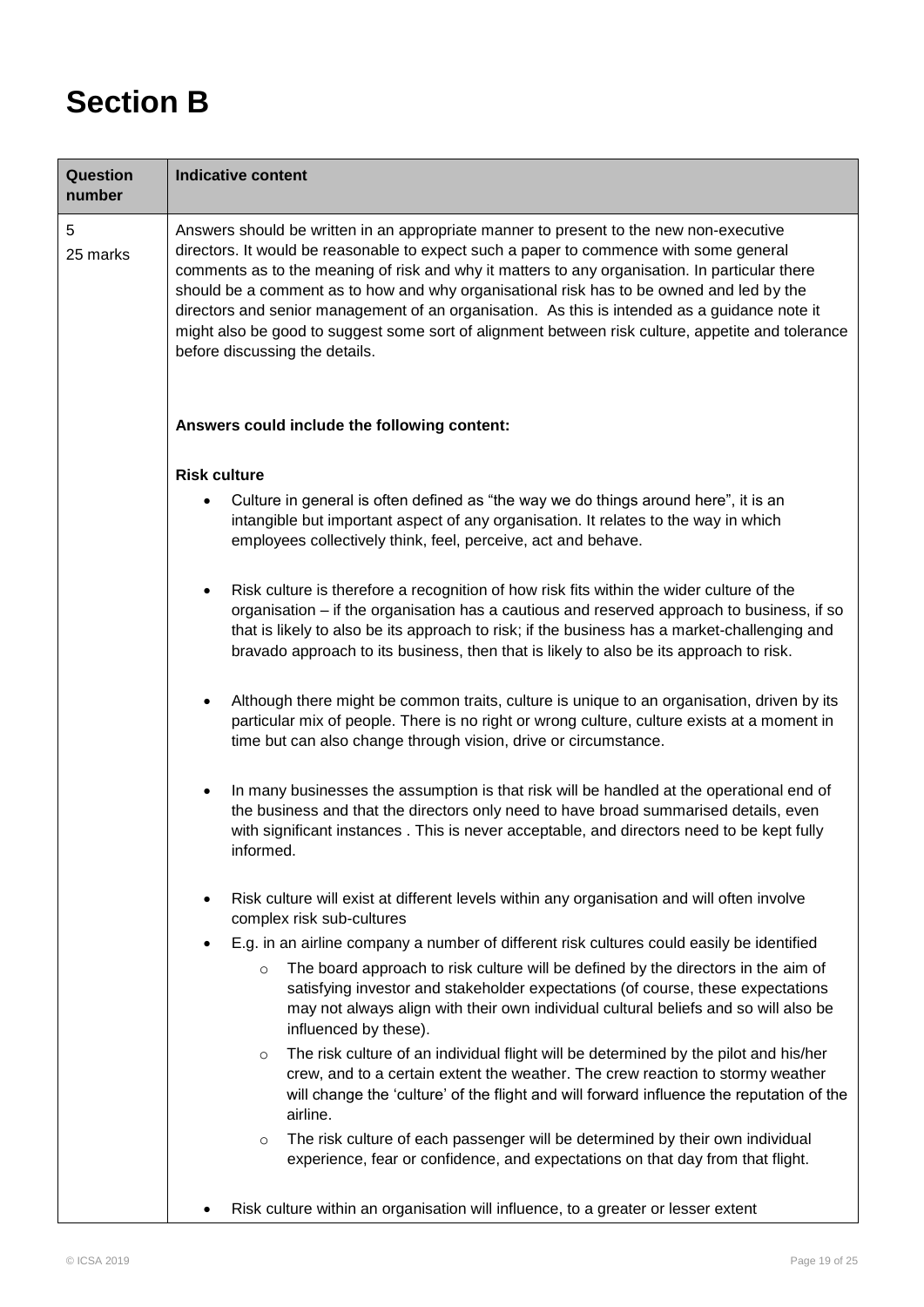# Section B

| Question number | Indicative content |
|---|---|
| 5<br>25 marks | Answers should be written in an appropriate manner to present to the new non-executive directors. It would be reasonable to expect such a paper to commence with some general comments as to the meaning of risk and why it matters to any organisation. In particular there should be a comment as to how and why organisational risk has to be owned and led by the directors and senior management of an organisation. As this is intended as a guidance note it might also be good to suggest some sort of alignment between risk culture, appetite and tolerance before discussing the details.<br><br>**Answers could include the following content:**<br><br>**Risk culture**<br><br>• Culture in general is often defined as "the way we do things around here", it is an intangible but important aspect of any organisation. It relates to the way in which employees collectively think, feel, perceive, act and behave.<br><br>• Risk culture is therefore a recognition of how risk fits within the wider culture of the organisation – if the organisation has a cautious and reserved approach to business, if so that is likely to also be its approach to risk; if the business has a market-challenging and bravado approach to its business, then that is likely to also be its approach to risk.<br><br>• Although there might be common traits, culture is unique to an organisation, driven by its particular mix of people. There is no right or wrong culture, culture exists at a moment in time but can also change through vision, drive or circumstance.<br><br>• In many businesses the assumption is that risk will be handled at the operational end of the business and that the directors only need to have broad summarised details, even with significant instances . This is never acceptable, and directors need to be kept fully informed.<br><br>• Risk culture will exist at different levels within any organisation and will often involve complex risk sub-cultures<br><br>• E.g. in an airline company a number of different risk cultures could easily be identified<br>&nbsp;&nbsp;&nbsp;&nbsp;○ The board approach to risk culture will be defined by the directors in the aim of satisfying investor and stakeholder expectations (of course, these expectations may not always align with their own individual cultural beliefs and so will also be influenced by these).<br>&nbsp;&nbsp;&nbsp;&nbsp;○ The risk culture of an individual flight will be determined by the pilot and his/her crew, and to a certain extent the weather. The crew reaction to stormy weather will change the 'culture' of the flight and will forward influence the reputation of the airline.<br>&nbsp;&nbsp;&nbsp;&nbsp;○ The risk culture of each passenger will be determined by their own individual experience, fear or confidence, and expectations on that day from that flight.<br><br>• Risk culture within an organisation will influence, to a greater or lesser extent |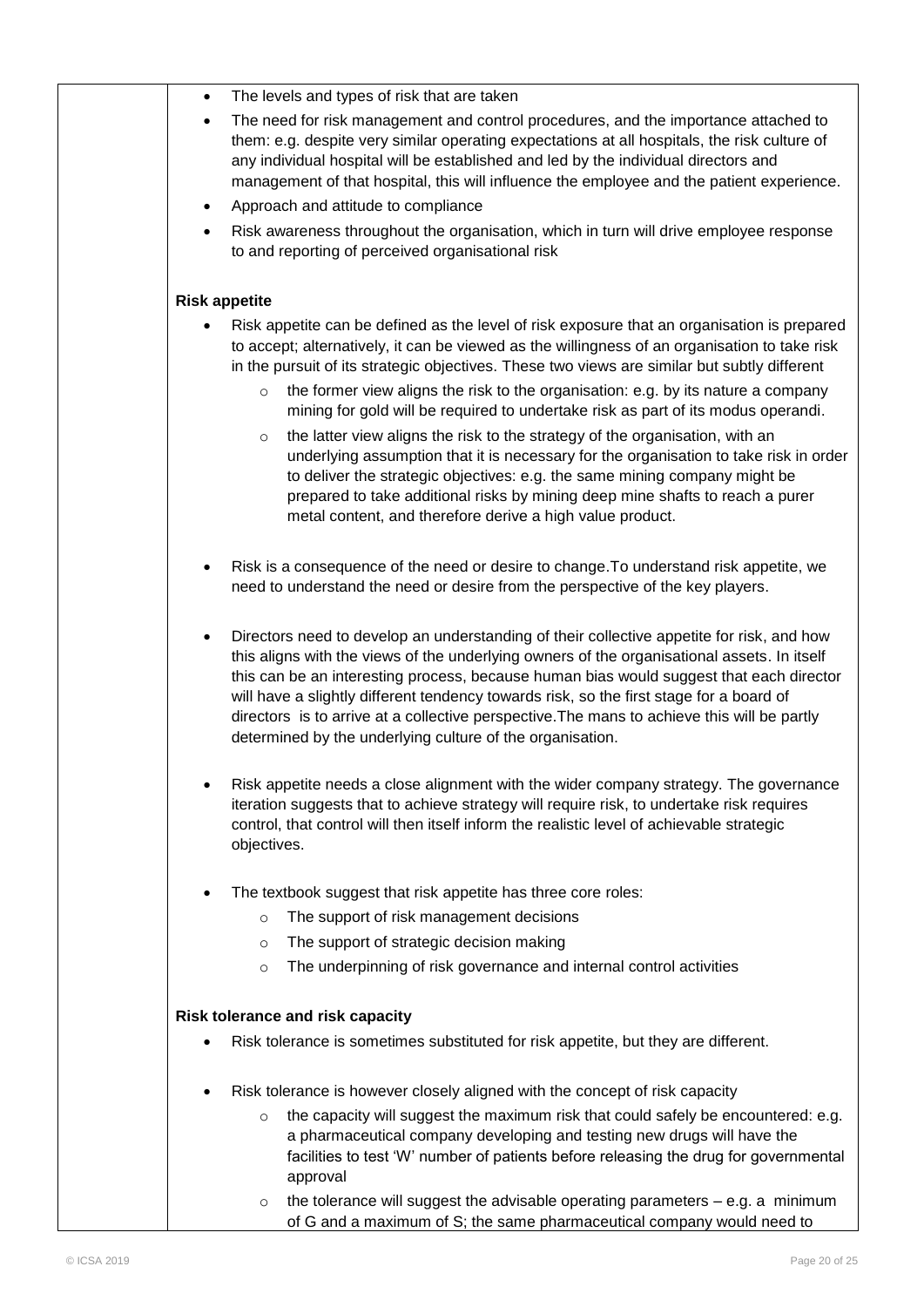- The levels and types of risk that are taken
- The need for risk management and control procedures, and the importance attached to them: e.g. despite very similar operating expectations at all hospitals, the risk culture of any individual hospital will be established and led by the individual directors and management of that hospital, this will influence the employee and the patient experience.
- Approach and attitude to compliance
- Risk awareness throughout the organisation, which in turn will drive employee response to and reporting of perceived organisational risk

**Risk appetite**

- Risk appetite can be defined as the level of risk exposure that an organisation is prepared to accept; alternatively, it can be viewed as the willingness of an organisation to take risk in the pursuit of its strategic objectives. These two views are similar but subtly different
  - the former view aligns the risk to the organisation: e.g. by its nature a company mining for gold will be required to undertake risk as part of its modus operandi.
  - the latter view aligns the risk to the strategy of the organisation, with an underlying assumption that it is necessary for the organisation to take risk in order to deliver the strategic objectives: e.g. the same mining company might be prepared to take additional risks by mining deep mine shafts to reach a purer metal content, and therefore derive a high value product.

- Risk is a consequence of the need or desire to change.To understand risk appetite, we need to understand the need or desire from the perspective of the key players.

- Directors need to develop an understanding of their collective appetite for risk, and how this aligns with the views of the underlying owners of the organisational assets. In itself this can be an interesting process, because human bias would suggest that each director will have a slightly different tendency towards risk, so the first stage for a board of directors is to arrive at a collective perspective.The mans to achieve this will be partly determined by the underlying culture of the organisation.

- Risk appetite needs a close alignment with the wider company strategy. The governance iteration suggests that to achieve strategy will require risk, to undertake risk requires control, that control will then itself inform the realistic level of achievable strategic objectives.

- The textbook suggest that risk appetite has three core roles:
  - The support of risk management decisions
  - The support of strategic decision making
  - The underpinning of risk governance and internal control activities

**Risk tolerance and risk capacity**

- Risk tolerance is sometimes substituted for risk appetite, but they are different.

- Risk tolerance is however closely aligned with the concept of risk capacity
  - the capacity will suggest the maximum risk that could safely be encountered: e.g. a pharmaceutical company developing and testing new drugs will have the facilities to test 'W' number of patients before releasing the drug for governmental approval
  - the tolerance will suggest the advisable operating parameters – e.g. a minimum of G and a maximum of S; the same pharmaceutical company would need to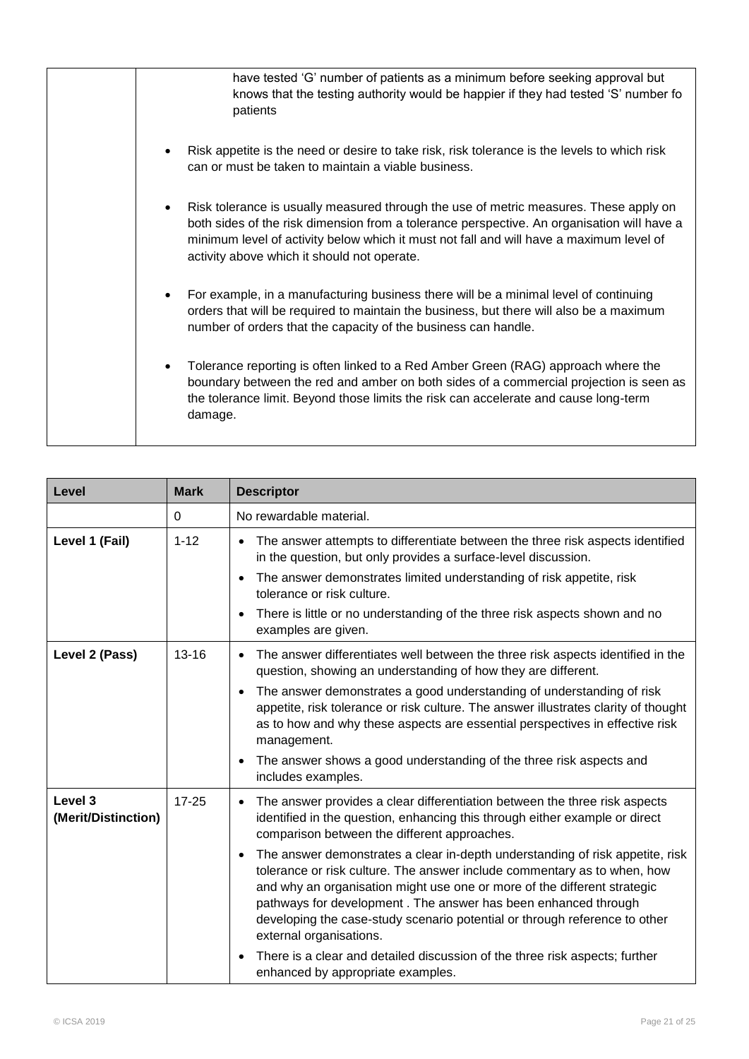| | |
|---|---|
| | have tested 'G' number of patients as a minimum before seeking approval but knows that the testing authority would be happier if they had tested 'S' number fo patients<br><br>• Risk appetite is the need or desire to take risk, risk tolerance is the levels to which risk can or must be taken to maintain a viable business.<br><br>• Risk tolerance is usually measured through the use of metric measures. These apply on both sides of the risk dimension from a tolerance perspective. An organisation will have a minimum level of activity below which it must not fall and will have a maximum level of activity above which it should not operate.<br><br>• For example, in a manufacturing business there will be a minimal level of continuing orders that will be required to maintain the business, but there will also be a maximum number of orders that the capacity of the business can handle.<br><br>• Tolerance reporting is often linked to a Red Amber Green (RAG) approach where the boundary between the red and amber on both sides of a commercial projection is seen as the tolerance limit. Beyond those limits the risk can accelerate and cause long-term damage. |

| Level | Mark | Descriptor |
|---|---|---|
| | 0 | No rewardable material. |
| **Level 1 (Fail)** | 1-12 | • The answer attempts to differentiate between the three risk aspects identified in the question, but only provides a surface-level discussion.<br>• The answer demonstrates limited understanding of risk appetite, risk tolerance or risk culture.<br>• There is little or no understanding of the three risk aspects shown and no examples are given. |
| **Level 2 (Pass)** | 13-16 | • The answer differentiates well between the three risk aspects identified in the question, showing an understanding of how they are different.<br>• The answer demonstrates a good understanding of understanding of risk appetite, risk tolerance or risk culture. The answer illustrates clarity of thought as to how and why these aspects are essential perspectives in effective risk management.<br>• The answer shows a good understanding of the three risk aspects and includes examples. |
| **Level 3 (Merit/Distinction)** | 17-25 | • The answer provides a clear differentiation between the three risk aspects identified in the question, enhancing this through either example or direct comparison between the different approaches.<br>• The answer demonstrates a clear in-depth understanding of risk appetite, risk tolerance or risk culture. The answer include commentary as to when, how and why an organisation might use one or more of the different strategic pathways for development . The answer has been enhanced through developing the case-study scenario potential or through reference to other external organisations.<br>• There is a clear and detailed discussion of the three risk aspects; further enhanced by appropriate examples. |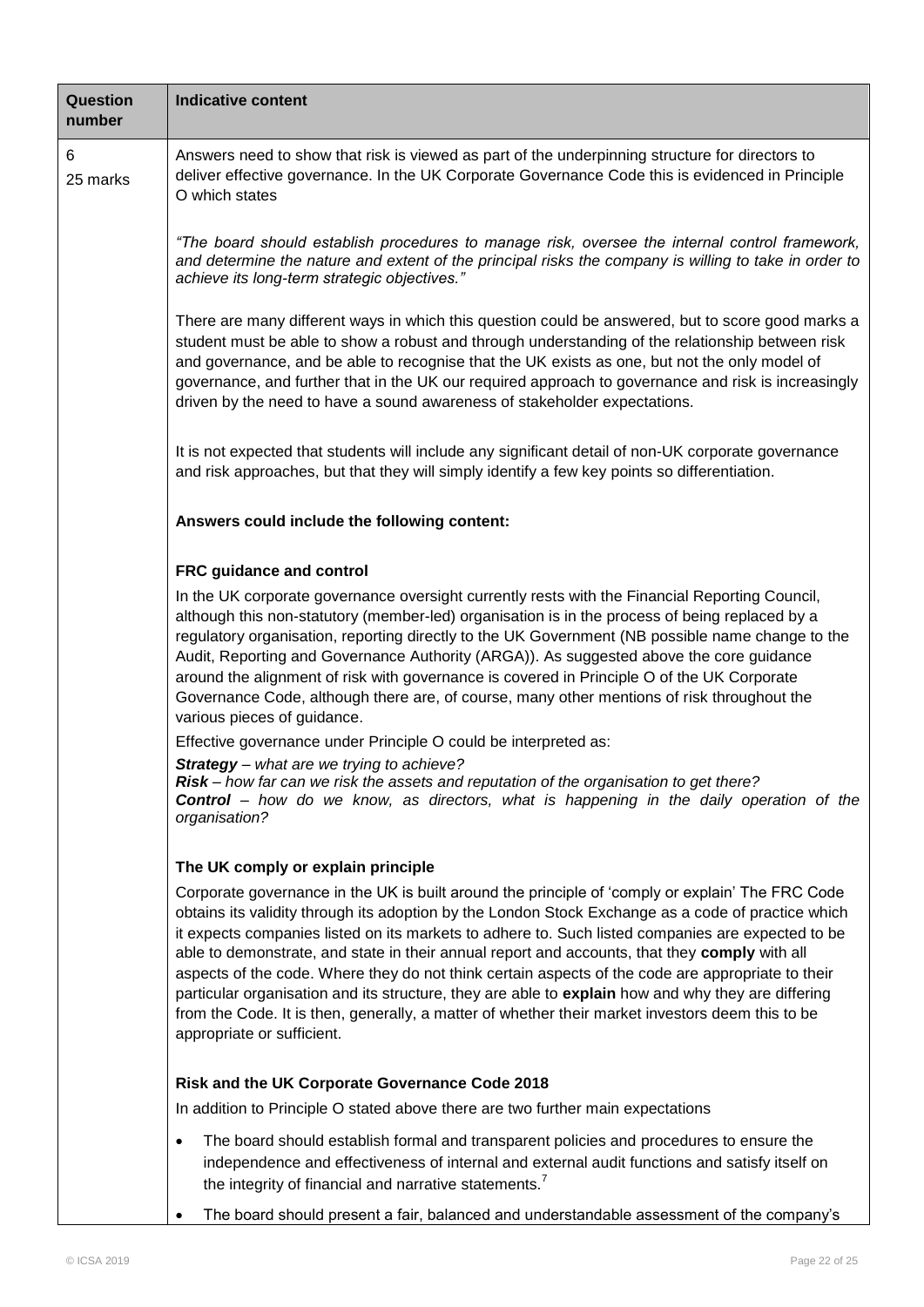| Question number | Indicative content |
|---|---|
| 6<br>25 marks | Answers need to show that risk is viewed as part of the underpinning structure for directors to deliver effective governance. In the UK Corporate Governance Code this is evidenced in Principle O which states<br><br>*"The board should establish procedures to manage risk, oversee the internal control framework, and determine the nature and extent of the principal risks the company is willing to take in order to achieve its long-term strategic objectives."*<br><br>There are many different ways in which this question could be answered, but to score good marks a student must be able to show a robust and through understanding of the relationship between risk and governance, and be able to recognise that the UK exists as one, but not the only model of governance, and further that in the UK our required approach to governance and risk is increasingly driven by the need to have a sound awareness of stakeholder expectations.<br><br>It is not expected that students will include any significant detail of non-UK corporate governance and risk approaches, but that they will simply identify a few key points so differentiation.<br><br>**Answers could include the following content:**<br><br>**FRC guidance and control**<br>In the UK corporate governance oversight currently rests with the Financial Reporting Council, although this non-statutory (member-led) organisation is in the process of being replaced by a regulatory organisation, reporting directly to the UK Government (NB possible name change to the Audit, Reporting and Governance Authority (ARGA)). As suggested above the core guidance around the alignment of risk with governance is covered in Principle O of the UK Corporate Governance Code, although there are, of course, many other mentions of risk throughout the various pieces of guidance.<br>Effective governance under Principle O could be interpreted as:<br>***Strategy*** *– what are we trying to achieve?*<br>***Risk*** *– how far can we risk the assets and reputation of the organisation to get there?*<br>***Control*** *– how do we know, as directors, what is happening in the daily operation of the organisation?*<br><br>**The UK comply or explain principle**<br>Corporate governance in the UK is built around the principle of 'comply or explain' The FRC Code obtains its validity through its adoption by the London Stock Exchange as a code of practice which it expects companies listed on its markets to adhere to. Such listed companies are expected to be able to demonstrate, and state in their annual report and accounts, that they **comply** with all aspects of the code. Where they do not think certain aspects of the code are appropriate to their particular organisation and its structure, they are able to **explain** how and why they are differing from the Code. It is then, generally, a matter of whether their market investors deem this to be appropriate or sufficient.<br><br>**Risk and the UK Corporate Governance Code 2018**<br>In addition to Principle O stated above there are two further main expectations<br>• The board should establish formal and transparent policies and procedures to ensure the independence and effectiveness of internal and external audit functions and satisfy itself on the integrity of financial and narrative statements.[7]<br>• The board should present a fair, balanced and understandable assessment of the company's |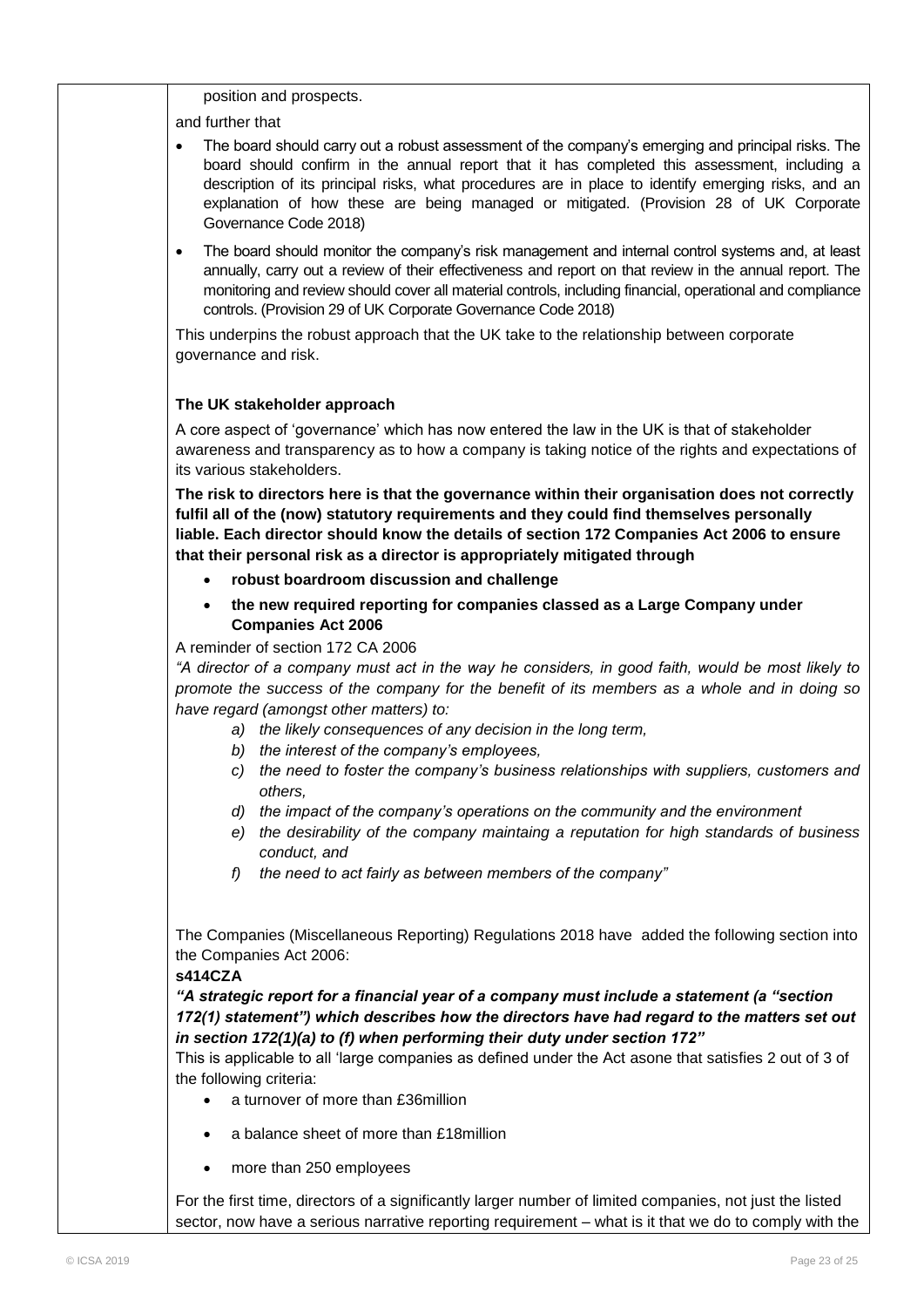position and prospects.

and further that

- The board should carry out a robust assessment of the company's emerging and principal risks. The board should confirm in the annual report that it has completed this assessment, including a description of its principal risks, what procedures are in place to identify emerging risks, and an explanation of how these are being managed or mitigated. (Provision 28 of UK Corporate Governance Code 2018)
- The board should monitor the company's risk management and internal control systems and, at least annually, carry out a review of their effectiveness and report on that review in the annual report. The monitoring and review should cover all material controls, including financial, operational and compliance controls. (Provision 29 of UK Corporate Governance Code 2018)

This underpins the robust approach that the UK take to the relationship between corporate governance and risk.

**The UK stakeholder approach**

A core aspect of 'governance' which has now entered the law in the UK is that of stakeholder awareness and transparency as to how a company is taking notice of the rights and expectations of its various stakeholders.

**The risk to directors here is that the governance within their organisation does not correctly fulfil all of the (now) statutory requirements and they could find themselves personally liable. Each director should know the details of section 172 Companies Act 2006 to ensure that their personal risk as a director is appropriately mitigated through**

- **robust boardroom discussion and challenge**
- **the new required reporting for companies classed as a Large Company under Companies Act 2006**

A reminder of section 172 CA 2006

*"A director of a company must act in the way he considers, in good faith, would be most likely to promote the success of the company for the benefit of its members as a whole and in doing so have regard (amongst other matters) to:*

*a) the likely consequences of any decision in the long term,*
*b) the interest of the company's employees,*
*c) the need to foster the company's business relationships with suppliers, customers and others,*
*d) the impact of the company's operations on the community and the environment*
*e) the desirability of the company maintaining a reputation for high standards of business conduct, and*
*f) the need to act fairly as between members of the company"*

The Companies (Miscellaneous Reporting) Regulations 2018 have added the following section into the Companies Act 2006:

**s414CZA**

***"A strategic report for a financial year of a company must include a statement (a "section 172(1) statement") which describes how the directors have had regard to the matters set out in section 172(1)(a) to (f) when performing their duty under section 172"***

This is applicable to all 'large companies as defined under the Act asone that satisfies 2 out of 3 of the following criteria:

- a turnover of more than £36million
- a balance sheet of more than £18million
- more than 250 employees

For the first time, directors of a significantly larger number of limited companies, not just the listed sector, now have a serious narrative reporting requirement – what is it that we do to comply with the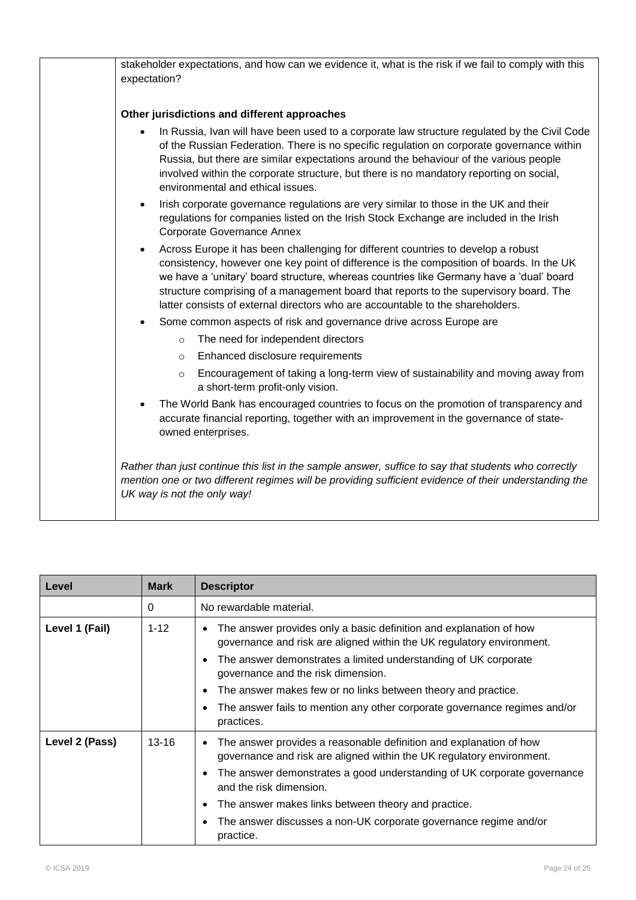| | stakeholder expectations, and how can we evidence it, what is the risk if we fail to comply with this expectation?<br><br>**Other jurisdictions and different approaches**<br><br>• In Russia, Ivan will have been used to a corporate law structure regulated by the Civil Code of the Russian Federation. There is no specific regulation on corporate governance within Russia, but there are similar expectations around the behaviour of the various people involved within the corporate structure, but there is no mandatory reporting on social, environmental and ethical issues.<br>• Irish corporate governance regulations are very similar to those in the UK and their regulations for companies listed on the Irish Stock Exchange are included in the Irish Corporate Governance Annex<br>• Across Europe it has been challenging for different countries to develop a robust consistency, however one key point of difference is the composition of boards. In the UK we have a 'unitary' board structure, whereas countries like Germany have a 'dual' board structure comprising of a management board that reports to the supervisory board. The latter consists of external directors who are accountable to the shareholders.<br>• Some common aspects of risk and governance drive across Europe are<br>&nbsp;&nbsp;&nbsp;&nbsp;○ The need for independent directors<br>&nbsp;&nbsp;&nbsp;&nbsp;○ Enhanced disclosure requirements<br>&nbsp;&nbsp;&nbsp;&nbsp;○ Encouragement of taking a long-term view of sustainability and moving away from a short-term profit-only vision.<br>• The World Bank has encouraged countries to focus on the promotion of transparency and accurate financial reporting, together with an improvement in the governance of state-owned enterprises.<br><br>*Rather than just continue this list in the sample answer, suffice to say that students who correctly mention one or two different regimes will be providing sufficient evidence of their understanding the UK way is not the only way!* |
|---|---|

| Level | Mark | Descriptor |
|---|---|---|
| | 0 | No rewardable material. |
| Level 1 (Fail) | 1-12 | • The answer provides only a basic definition and explanation of how governance and risk are aligned within the UK regulatory environment.<br>• The answer demonstrates a limited understanding of UK corporate governance and the risk dimension.<br>• The answer makes few or no links between theory and practice.<br>• The answer fails to mention any other corporate governance regimes and/or practices. |
| Level 2 (Pass) | 13-16 | • The answer provides a reasonable definition and explanation of how governance and risk are aligned within the UK regulatory environment.<br>• The answer demonstrates a good understanding of UK corporate governance and the risk dimension.<br>• The answer makes links between theory and practice.<br>• The answer discusses a non-UK corporate governance regime and/or practice. |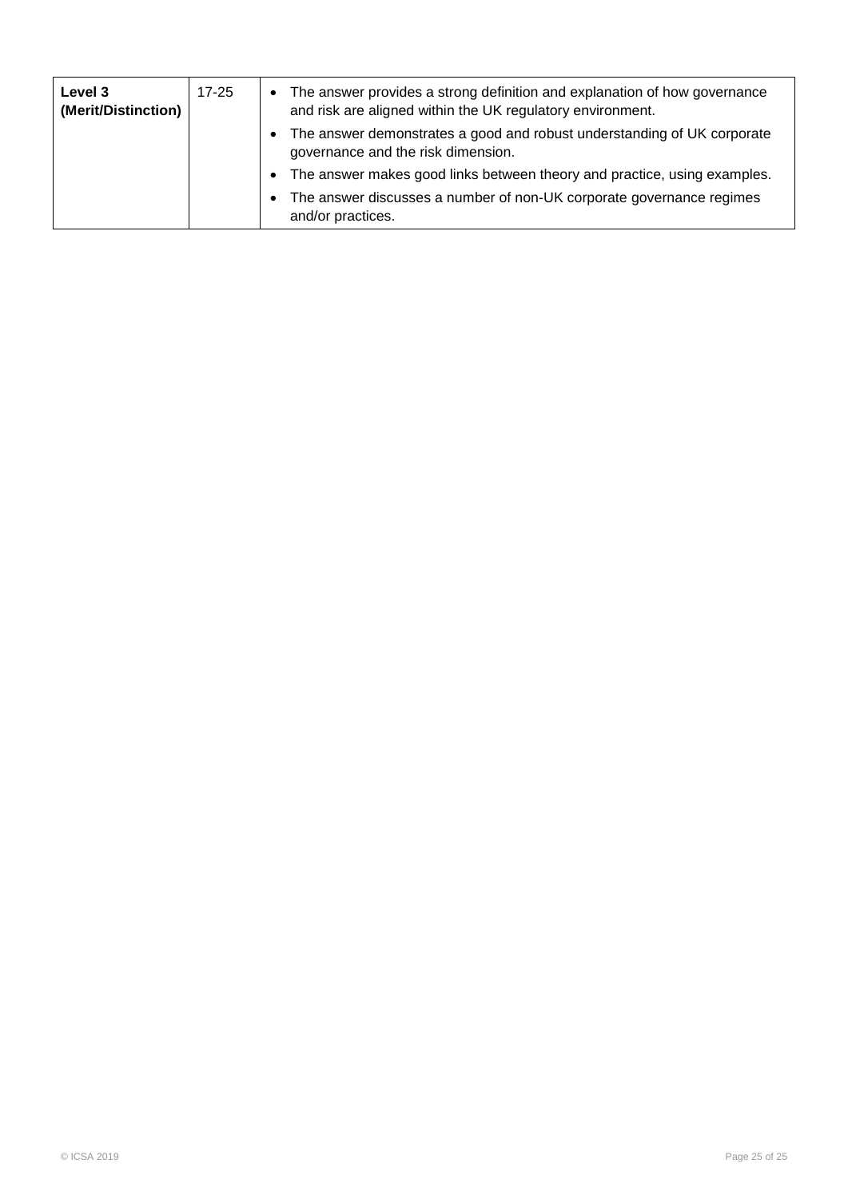| | | |
|---|---|---|
| **Level 3 (Merit/Distinction)** | 17-25 | • The answer provides a strong definition and explanation of how governance and risk are aligned within the UK regulatory environment.<br>• The answer demonstrates a good and robust understanding of UK corporate governance and the risk dimension.<br>• The answer makes good links between theory and practice, using examples.<br>• The answer discusses a number of non-UK corporate governance regimes and/or practices. |

© ICSA 2019